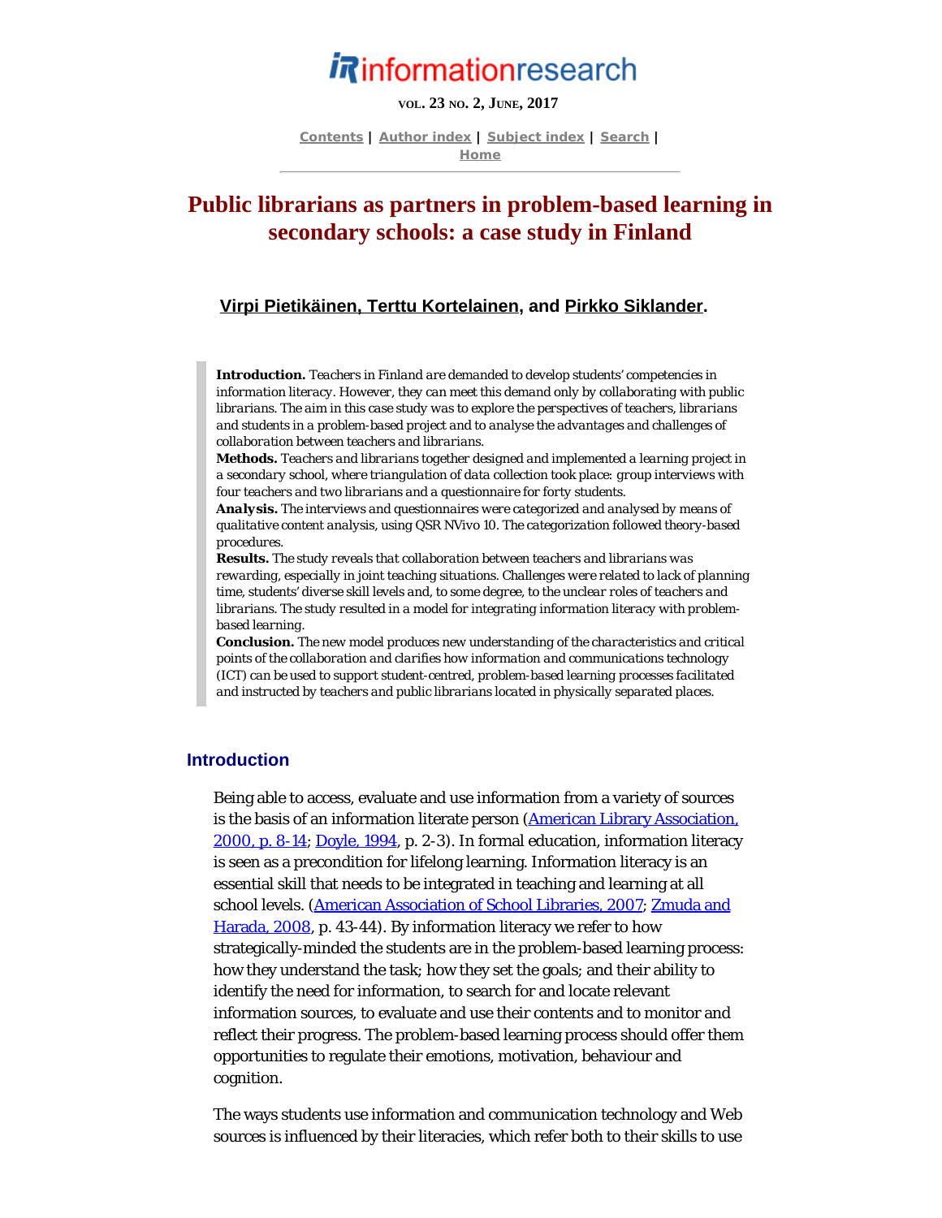# Public librarians as partners in problem-based learning in secondary schools: a case study in Finland

**Virpi Pietikäinen, Terttu Kortelainen**, and **Pirkko Siklander**.

> **Introduction.** Teachers in Finland are demanded to develop students' competencies in information literacy. However, they can meet this demand only by collaborating with public librarians. The aim in this case study was to explore the perspectives of teachers, librarians and students in a problem-based project and to analyse the advantages and challenges of collaboration between teachers and librarians.
> **Methods.** Teachers and librarians together designed and implemented a learning project in a secondary school, where triangulation of data collection took place: group interviews with four teachers and two librarians and a questionnaire for forty students.
> **Analysis.** The interviews and questionnaires were categorized and analysed by means of qualitative content analysis, using QSR NVivo 10. The categorization followed theory-based procedures.
> **Results.** The study reveals that collaboration between teachers and librarians was rewarding, especially in joint teaching situations. Challenges were related to lack of planning time, students' diverse skill levels and, to some degree, to the unclear roles of teachers and librarians. The study resulted in a model for integrating information literacy with problem-based learning.
> **Conclusion.** The new model produces new understanding of the characteristics and critical points of the collaboration and clarifies how information and communications technology (ICT) can be used to support student-centred, problem-based learning processes facilitated and instructed by teachers and public librarians located in physically separated places.

## Introduction

Being able to access, evaluate and use information from a variety of sources is the basis of an information literate person (American Library Association, 2000, p. 8-14; Doyle, 1994, p. 2-3). In formal education, information literacy is seen as a precondition for lifelong learning. Information literacy is an essential skill that needs to be integrated in teaching and learning at all school levels. (American Association of School Libraries, 2007; Zmuda and Harada, 2008, p. 43-44). By information literacy we refer to how strategically-minded the students are in the problem-based learning process: how they understand the task; how they set the goals; and their ability to identify the need for information, to search for and locate relevant information sources, to evaluate and use their contents and to monitor and reflect their progress. The problem-based learning process should offer them opportunities to regulate their emotions, motivation, behaviour and cognition.

The ways students use information and communication technology and Web sources is influenced by their literacies, which refer both to their skills to use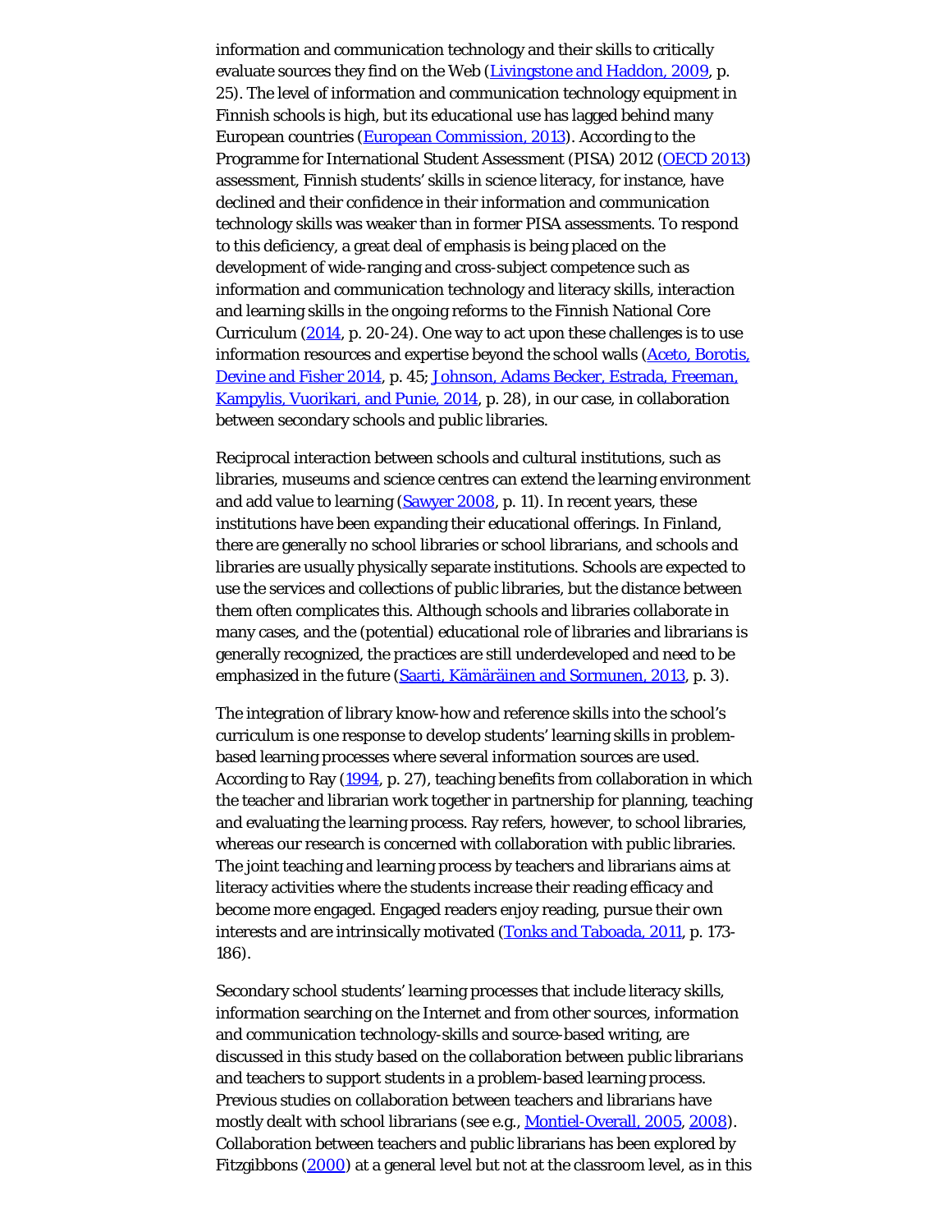information and communication technology and their skills to critically evaluate sources they find on the Web (Livingstone and Haddon, 2009, p. 25). The level of information and communication technology equipment in Finnish schools is high, but its educational use has lagged behind many European countries (European Commission, 2013). According to the Programme for International Student Assessment (PISA) 2012 (OECD 2013) assessment, Finnish students' skills in science literacy, for instance, have declined and their confidence in their information and communication technology skills was weaker than in former PISA assessments. To respond to this deficiency, a great deal of emphasis is being placed on the development of wide-ranging and cross-subject competence such as information and communication technology and literacy skills, interaction and learning skills in the ongoing reforms to the Finnish National Core Curriculum (2014, p. 20-24). One way to act upon these challenges is to use information resources and expertise beyond the school walls (Aceto, Borotis, Devine and Fisher 2014, p. 45; Johnson, Adams Becker, Estrada, Freeman, Kampylis, Vuorikari, and Punie, 2014, p. 28), in our case, in collaboration between secondary schools and public libraries.

Reciprocal interaction between schools and cultural institutions, such as libraries, museums and science centres can extend the learning environment and add value to learning (Sawyer 2008, p. 11). In recent years, these institutions have been expanding their educational offerings. In Finland, there are generally no school libraries or school librarians, and schools and libraries are usually physically separate institutions. Schools are expected to use the services and collections of public libraries, but the distance between them often complicates this. Although schools and libraries collaborate in many cases, and the (potential) educational role of libraries and librarians is generally recognized, the practices are still underdeveloped and need to be emphasized in the future (Saarti, Kämäräinen and Sormunen, 2013, p. 3).

The integration of library know-how and reference skills into the school's curriculum is one response to develop students' learning skills in problem-based learning processes where several information sources are used. According to Ray (1994, p. 27), teaching benefits from collaboration in which the teacher and librarian work together in partnership for planning, teaching and evaluating the learning process. Ray refers, however, to school libraries, whereas our research is concerned with collaboration with public libraries. The joint teaching and learning process by teachers and librarians aims at literacy activities where the students increase their reading efficacy and become more engaged. Engaged readers enjoy reading, pursue their own interests and are intrinsically motivated (Tonks and Taboada, 2011, p. 173-186).

Secondary school students' learning processes that include literacy skills, information searching on the Internet and from other sources, information and communication technology-skills and source-based writing, are discussed in this study based on the collaboration between public librarians and teachers to support students in a problem-based learning process. Previous studies on collaboration between teachers and librarians have mostly dealt with school librarians (see e.g., Montiel-Overall, 2005, 2008). Collaboration between teachers and public librarians has been explored by Fitzgibbons (2000) at a general level but not at the classroom level, as in this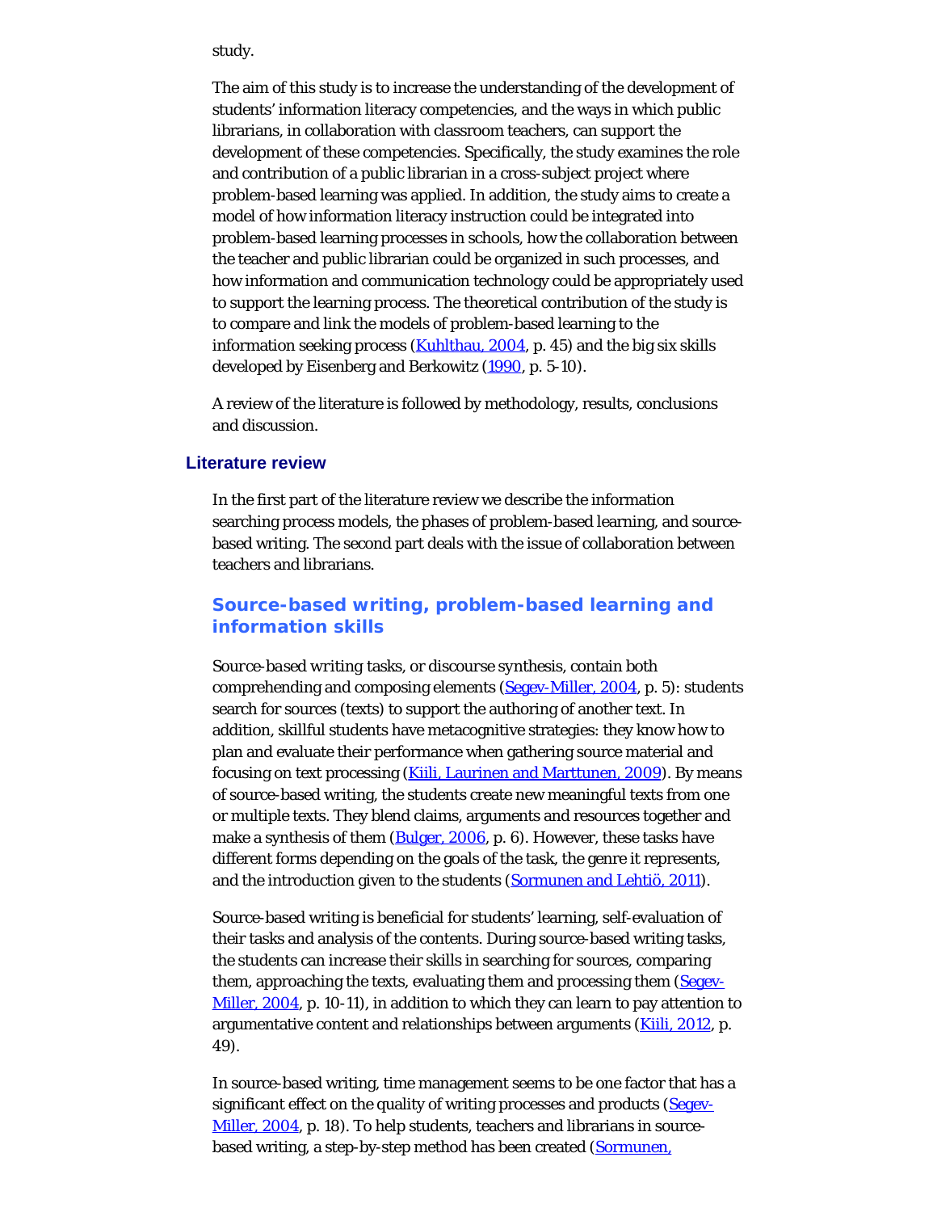study.

The aim of this study is to increase the understanding of the development of students' information literacy competencies, and the ways in which public librarians, in collaboration with classroom teachers, can support the development of these competencies. Specifically, the study examines the role and contribution of a public librarian in a cross-subject project where problem-based learning was applied. In addition, the study aims to create a model of how information literacy instruction could be integrated into problem-based learning processes in schools, how the collaboration between the teacher and public librarian could be organized in such processes, and how information and communication technology could be appropriately used to support the learning process. The theoretical contribution of the study is to compare and link the models of problem-based learning to the information seeking process (Kuhlthau, 2004, p. 45) and the big six skills developed by Eisenberg and Berkowitz (1990, p. 5-10).

A review of the literature is followed by methodology, results, conclusions and discussion.

## Literature review

In the first part of the literature review we describe the information searching process models, the phases of problem-based learning, and source-based writing. The second part deals with the issue of collaboration between teachers and librarians.

### Source-based writing, problem-based learning and information skills

*Source-based writing tasks*, or *discourse synthesis*, contain both comprehending and composing elements (Segev-Miller, 2004, p. 5): students search for sources (texts) to support the authoring of another text. In addition, skillful students have metacognitive strategies: they know how to plan and evaluate their performance when gathering source material and focusing on text processing (Kiili, Laurinen and Marttunen, 2009). By means of source-based writing, the students create new meaningful texts from one or multiple texts. They blend claims, arguments and resources together and make a synthesis of them (Bulger, 2006, p. 6). However, these tasks have different forms depending on the goals of the task, the genre it represents, and the introduction given to the students (Sormunen and Lehtiö, 2011).

Source-based writing is beneficial for students' learning, self-evaluation of their tasks and analysis of the contents. During source-based writing tasks, the students can increase their skills in searching for sources, comparing them, approaching the texts, evaluating them and processing them (Segev-Miller, 2004, p. 10-11), in addition to which they can learn to pay attention to argumentative content and relationships between arguments (Kiili, 2012, p. 49).

In source-based writing, time management seems to be one factor that has a significant effect on the quality of writing processes and products (Segev-Miller, 2004, p. 18). To help students, teachers and librarians in source-based writing, a step-by-step method has been created (Sormunen,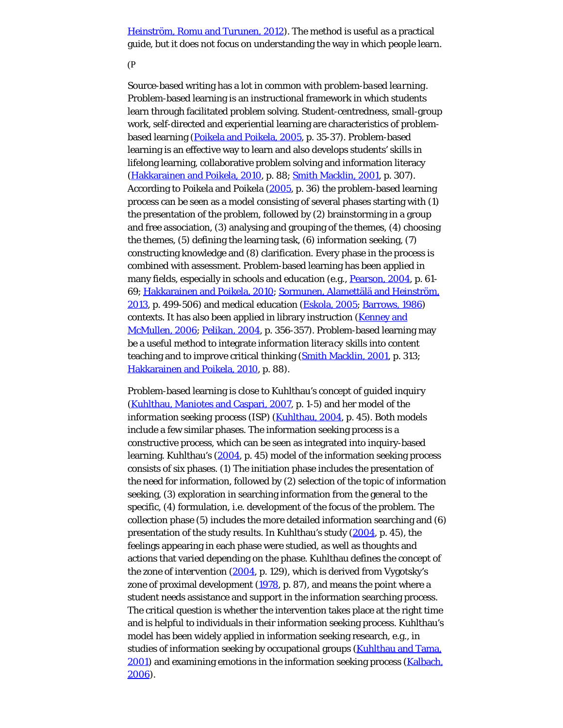Heinström, Romu and Turunen, 2012). The method is useful as a practical guide, but it does not focus on understanding the way in which people learn.

(P

Source-based writing has a lot in common with *problem-based learning*. Problem-based learning is an instructional framework in which students learn through facilitated problem solving. Student-centredness, small-group work, self-directed and experiential learning are characteristics of problem-based learning (Poikela and Poikela, 2005, p. 35-37). Problem-based learning is an effective way to learn and also develops students' skills in lifelong learning, collaborative problem solving and information literacy (Hakkarainen and Poikela, 2010, p. 88; Smith Macklin, 2001, p. 307). According to Poikela and Poikela (2005, p. 36) the problem-based learning process can be seen as a model consisting of several phases starting with (1) the presentation of the problem, followed by (2) brainstorming in a group and free association, (3) analysing and grouping of the themes, (4) choosing the themes, (5) defining the learning task, (6) information seeking, (7) constructing knowledge and (8) clarification. Every phase in the process is combined with assessment. Problem-based learning has been applied in many fields, especially in schools and education (e.g., Pearson, 2004, p. 61-69; Hakkarainen and Poikela, 2010; Sormunen, Alamettälä and Heinström, 2013, p. 499-506) and medical education (Eskola, 2005; Barrows, 1986) contexts. It has also been applied in library instruction (Kenney and McMullen, 2006; Pelikan, 2004, p. 356-357). Problem-based learning may be a useful method to integrate *information literacy* skills into content teaching and to improve critical thinking (Smith Macklin, 2001, p. 313; Hakkarainen and Poikela, 2010, p. 88).

Problem-based learning is close to Kuhlthau's concept of guided inquiry (Kuhlthau, Maniotes and Caspari, 2007, p. 1-5) and her model of the *information seeking process* (ISP) (Kuhlthau, 2004, p. 45). Both models include a few similar phases. The information seeking process is a constructive process, which can be seen as integrated into inquiry-based learning. Kuhlthau's (2004, p. 45) model of the information seeking process consists of six phases. (1) The initiation phase includes the presentation of the need for information, followed by (2) selection of the topic of information seeking, (3) exploration in searching information from the general to the specific, (4) formulation, i.e. development of the focus of the problem. The collection phase (5) includes the more detailed information searching and (6) presentation of the study results. In Kuhlthau's study (2004, p. 45), the feelings appearing in each phase were studied, as well as thoughts and actions that varied depending on the phase. Kuhlthau defines the concept of the zone of intervention (2004, p. 129), which is derived from Vygotsky's zone of proximal development (1978, p. 87), and means the point where a student needs assistance and support in the information searching process. The critical question is whether the intervention takes place at the right time and is helpful to individuals in their information seeking process. Kuhlthau's model has been widely applied in information seeking research, e.g., in studies of information seeking by occupational groups (Kuhlthau and Tama, 2001) and examining emotions in the information seeking process (Kalbach, 2006).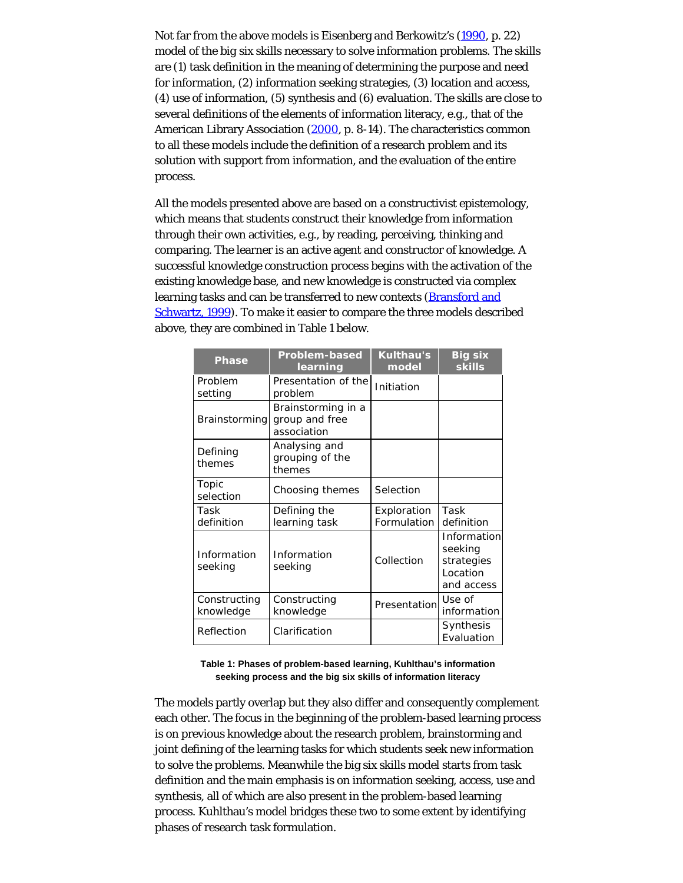Not far from the above models is Eisenberg and Berkowitz's (1990, p. 22) model of the big six skills necessary to solve information problems. The skills are (1) task definition in the meaning of determining the purpose and need for information, (2) information seeking strategies, (3) location and access, (4) use of information, (5) synthesis and (6) evaluation. The skills are close to several definitions of the elements of information literacy, e.g., that of the American Library Association (2000, p. 8-14). The characteristics common to all these models include the definition of a research problem and its solution with support from information, and the evaluation of the entire process.

All the models presented above are based on a constructivist epistemology, which means that students construct their knowledge from information through their own activities, e.g., by reading, perceiving, thinking and comparing. The learner is an active agent and constructor of knowledge. A successful knowledge construction process begins with the activation of the existing knowledge base, and new knowledge is constructed via complex learning tasks and can be transferred to new contexts (Bransford and Schwartz, 1999). To make it easier to compare the three models described above, they are combined in Table 1 below.

| Phase | Problem-based learning | Kulthau's model | Big six skills |
|---|---|---|---|
| Problem setting | Presentation of the problem | Initiation | |
| Brainstorming | Brainstorming in a group and free association | | |
| Defining themes | Analysing and grouping of the themes | | |
| Topic selection | Choosing themes | Selection | |
| Task definition | Defining the learning task | Exploration Formulation | Task definition |
| Information seeking | Information seeking | Collection | Information seeking strategies Location and access |
| Constructing knowledge | Constructing knowledge | Presentation | Use of information |
| Reflection | Clarification | | Synthesis Evaluation |

**Table 1: Phases of problem-based learning, Kuhlthau's information seeking process and the big six skills of information literacy**

The models partly overlap but they also differ and consequently complement each other. The focus in the beginning of the problem-based learning process is on previous knowledge about the research problem, brainstorming and joint defining of the learning tasks for which students seek new information to solve the problems. Meanwhile the big six skills model starts from task definition and the main emphasis is on information seeking, access, use and synthesis, all of which are also present in the problem-based learning process. Kuhlthau's model bridges these two to some extent by identifying phases of research task formulation.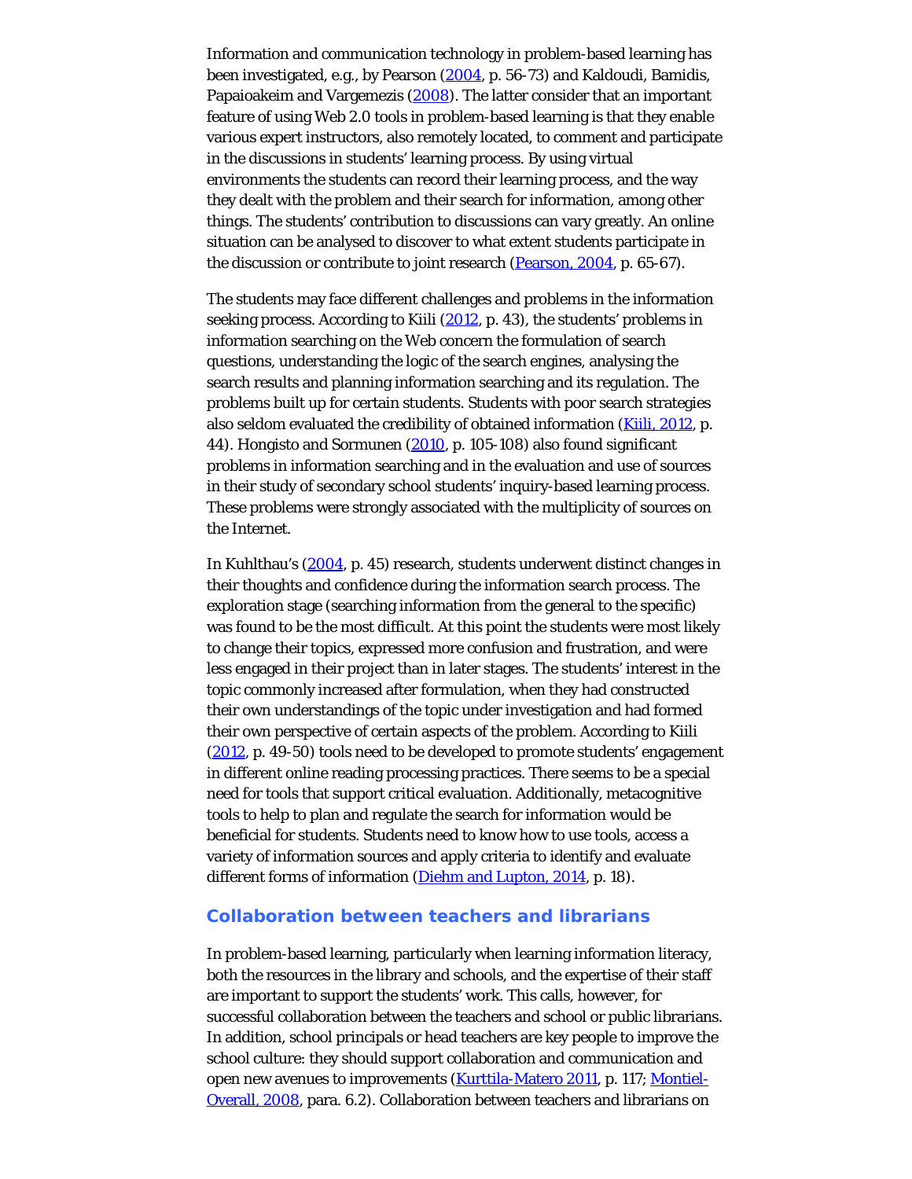Information and communication technology in problem-based learning has been investigated, e.g., by Pearson (2004, p. 56-73) and Kaldoudi, Bamidis, Papaioakeim and Vargemezis (2008). The latter consider that an important feature of using Web 2.0 tools in problem-based learning is that they enable various expert instructors, also remotely located, to comment and participate in the discussions in students' learning process. By using virtual environments the students can record their learning process, and the way they dealt with the problem and their search for information, among other things. The students' contribution to discussions can vary greatly. An online situation can be analysed to discover to what extent students participate in the discussion or contribute to joint research (Pearson, 2004, p. 65-67).

The students may face different challenges and problems in the information seeking process. According to Kiili (2012, p. 43), the students' problems in information searching on the Web concern the formulation of search questions, understanding the logic of the search engines, analysing the search results and planning information searching and its regulation. The problems built up for certain students. Students with poor search strategies also seldom evaluated the credibility of obtained information (Kiili, 2012, p. 44). Hongisto and Sormunen (2010, p. 105-108) also found significant problems in information searching and in the evaluation and use of sources in their study of secondary school students' inquiry-based learning process. These problems were strongly associated with the multiplicity of sources on the Internet.

In Kuhlthau's (2004, p. 45) research, students underwent distinct changes in their thoughts and confidence during the information search process. The exploration stage (searching information from the general to the specific) was found to be the most difficult. At this point the students were most likely to change their topics, expressed more confusion and frustration, and were less engaged in their project than in later stages. The students' interest in the topic commonly increased after formulation, when they had constructed their own understandings of the topic under investigation and had formed their own perspective of certain aspects of the problem. According to Kiili (2012, p. 49-50) tools need to be developed to promote students' engagement in different online reading processing practices. There seems to be a special need for tools that support critical evaluation. Additionally, metacognitive tools to help to plan and regulate the search for information would be beneficial for students. Students need to know how to use tools, access a variety of information sources and apply criteria to identify and evaluate different forms of information (Diehm and Lupton, 2014, p. 18).

## Collaboration between teachers and librarians

In problem-based learning, particularly when learning information literacy, both the resources in the library and schools, and the expertise of their staff are important to support the students' work. This calls, however, for successful collaboration between the teachers and school or public librarians. In addition, school principals or head teachers are key people to improve the school culture: they should support collaboration and communication and open new avenues to improvements (Kurttila-Matero 2011, p. 117; Montiel-Overall, 2008, para. 6.2). Collaboration between teachers and librarians on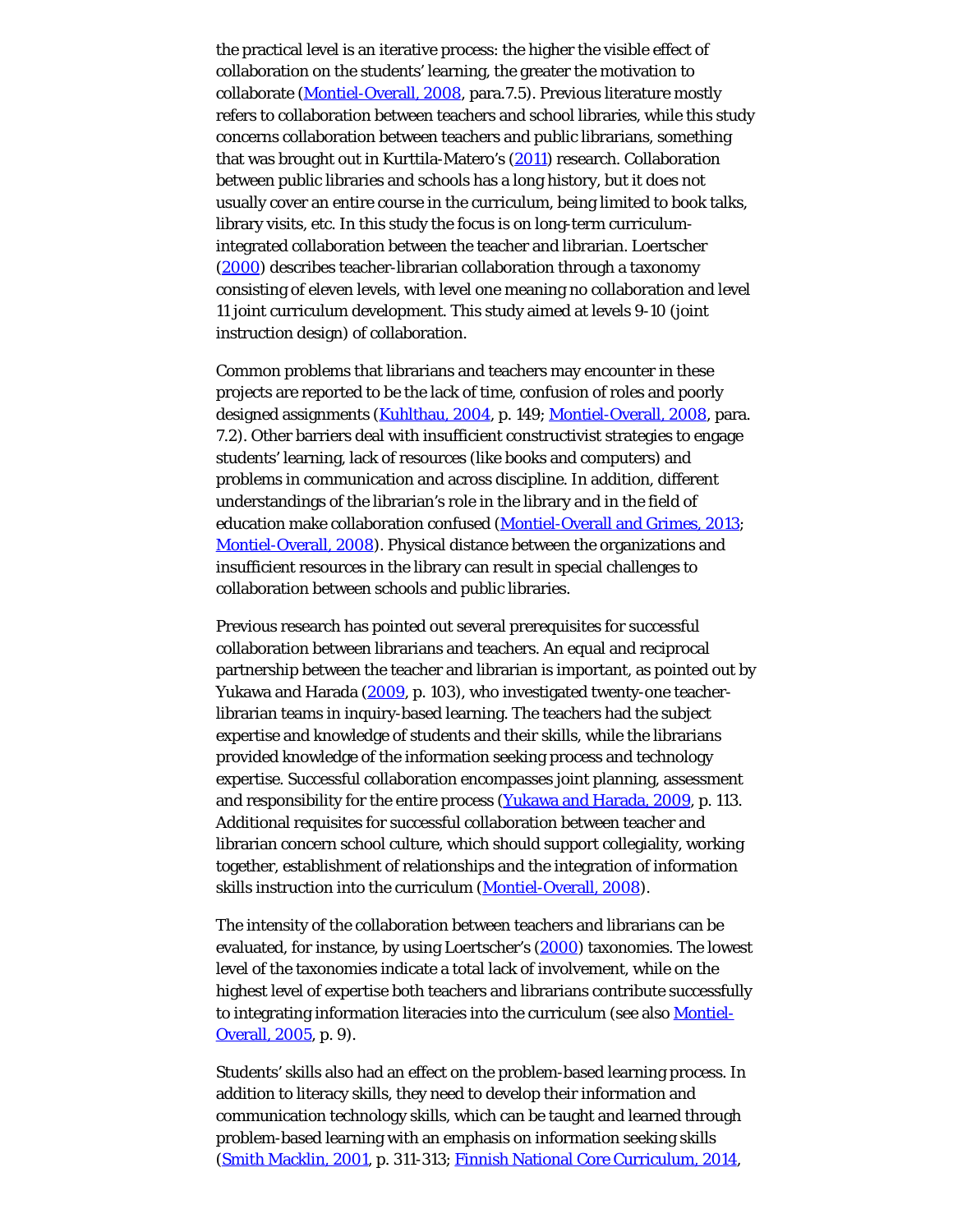the practical level is an iterative process: the higher the visible effect of collaboration on the students' learning, the greater the motivation to collaborate (Montiel-Overall, 2008, para.7.5). Previous literature mostly refers to collaboration between teachers and school libraries, while this study concerns collaboration between teachers and public librarians, something that was brought out in Kurttila-Matero's (2011) research. Collaboration between public libraries and schools has a long history, but it does not usually cover an entire course in the curriculum, being limited to book talks, library visits, etc. In this study the focus is on long-term curriculum-integrated collaboration between the teacher and librarian. Loertscher (2000) describes teacher-librarian collaboration through a taxonomy consisting of eleven levels, with level one meaning no collaboration and level 11 joint curriculum development. This study aimed at levels 9-10 (joint instruction design) of collaboration.

Common problems that librarians and teachers may encounter in these projects are reported to be the lack of time, confusion of roles and poorly designed assignments (Kuhlthau, 2004, p. 149; Montiel-Overall, 2008, para. 7.2). Other barriers deal with insufficient constructivist strategies to engage students' learning, lack of resources (like books and computers) and problems in communication and across discipline. In addition, different understandings of the librarian's role in the library and in the field of education make collaboration confused (Montiel-Overall and Grimes, 2013; Montiel-Overall, 2008). Physical distance between the organizations and insufficient resources in the library can result in special challenges to collaboration between schools and public libraries.

Previous research has pointed out several prerequisites for successful collaboration between librarians and teachers. An equal and reciprocal partnership between the teacher and librarian is important, as pointed out by Yukawa and Harada (2009, p. 103), who investigated twenty-one teacher-librarian teams in inquiry-based learning. The teachers had the subject expertise and knowledge of students and their skills, while the librarians provided knowledge of the information seeking process and technology expertise. Successful collaboration encompasses joint planning, assessment and responsibility for the entire process (Yukawa and Harada, 2009, p. 113. Additional requisites for successful collaboration between teacher and librarian concern school culture, which should support collegiality, working together, establishment of relationships and the integration of information skills instruction into the curriculum (Montiel-Overall, 2008).

The intensity of the collaboration between teachers and librarians can be evaluated, for instance, by using Loertscher's (2000) taxonomies. The lowest level of the taxonomies indicate a total lack of involvement, while on the highest level of expertise both teachers and librarians contribute successfully to integrating information literacies into the curriculum (see also Montiel-Overall, 2005, p. 9).

Students' skills also had an effect on the problem-based learning process. In addition to literacy skills, they need to develop their information and communication technology skills, which can be taught and learned through problem-based learning with an emphasis on information seeking skills (Smith Macklin, 2001, p. 311-313; Finnish National Core Curriculum, 2014,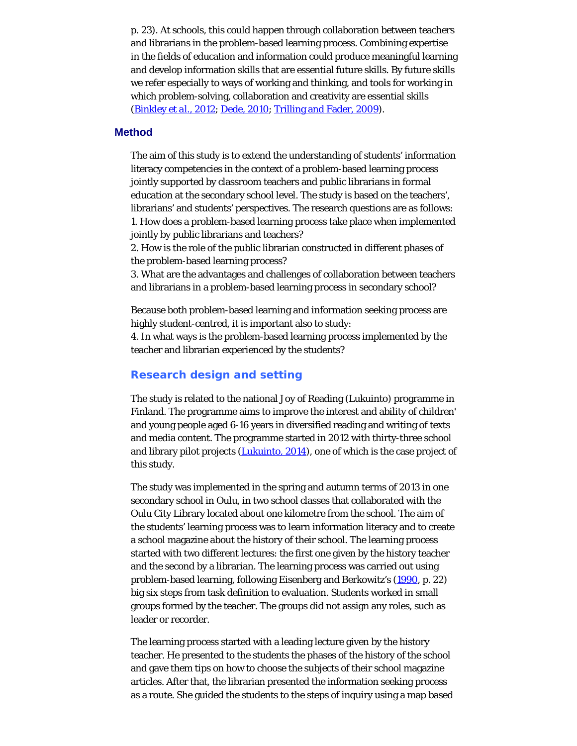p. 23). At schools, this could happen through collaboration between teachers and librarians in the problem-based learning process. Combining expertise in the fields of education and information could produce meaningful learning and develop information skills that are essential future skills. By future skills we refer especially to ways of working and thinking, and tools for working in which problem-solving, collaboration and creativity are essential skills (Binkley et al., 2012; Dede, 2010; Trilling and Fader, 2009).

## Method

The aim of this study is to extend the understanding of students' information literacy competencies in the context of a problem-based learning process jointly supported by classroom teachers and public librarians in formal education at the secondary school level. The study is based on the teachers', librarians' and students' perspectives. The research questions are as follows:
1. How does a problem-based learning process take place when implemented jointly by public librarians and teachers?
2. How is the role of the public librarian constructed in different phases of the problem-based learning process?
3. What are the advantages and challenges of collaboration between teachers and librarians in a problem-based learning process in secondary school?

Because both problem-based learning and information seeking process are highly student-centred, it is important also to study:
4. In what ways is the problem-based learning process implemented by the teacher and librarian experienced by the students?

### Research design and setting

The study is related to the national Joy of Reading (Lukuinto) programme in Finland. The programme aims to improve the interest and ability of children' and young people aged 6-16 years in diversified reading and writing of texts and media content. The programme started in 2012 with thirty-three school and library pilot projects (Lukuinto, 2014), one of which is the case project of this study.

The study was implemented in the spring and autumn terms of 2013 in one secondary school in Oulu, in two school classes that collaborated with the Oulu City Library located about one kilometre from the school. The aim of the students' learning process was to learn information literacy and to create a school magazine about the history of their school. The learning process started with two different lectures: the first one given by the history teacher and the second by a librarian. The learning process was carried out using problem-based learning, following Eisenberg and Berkowitz's (1990, p. 22) big six steps from task definition to evaluation. Students worked in small groups formed by the teacher. The groups did not assign any roles, such as leader or recorder.

The learning process started with a leading lecture given by the history teacher. He presented to the students the phases of the history of the school and gave them tips on how to choose the subjects of their school magazine articles. After that, the librarian presented the information seeking process as a route. She guided the students to the steps of inquiry using a map based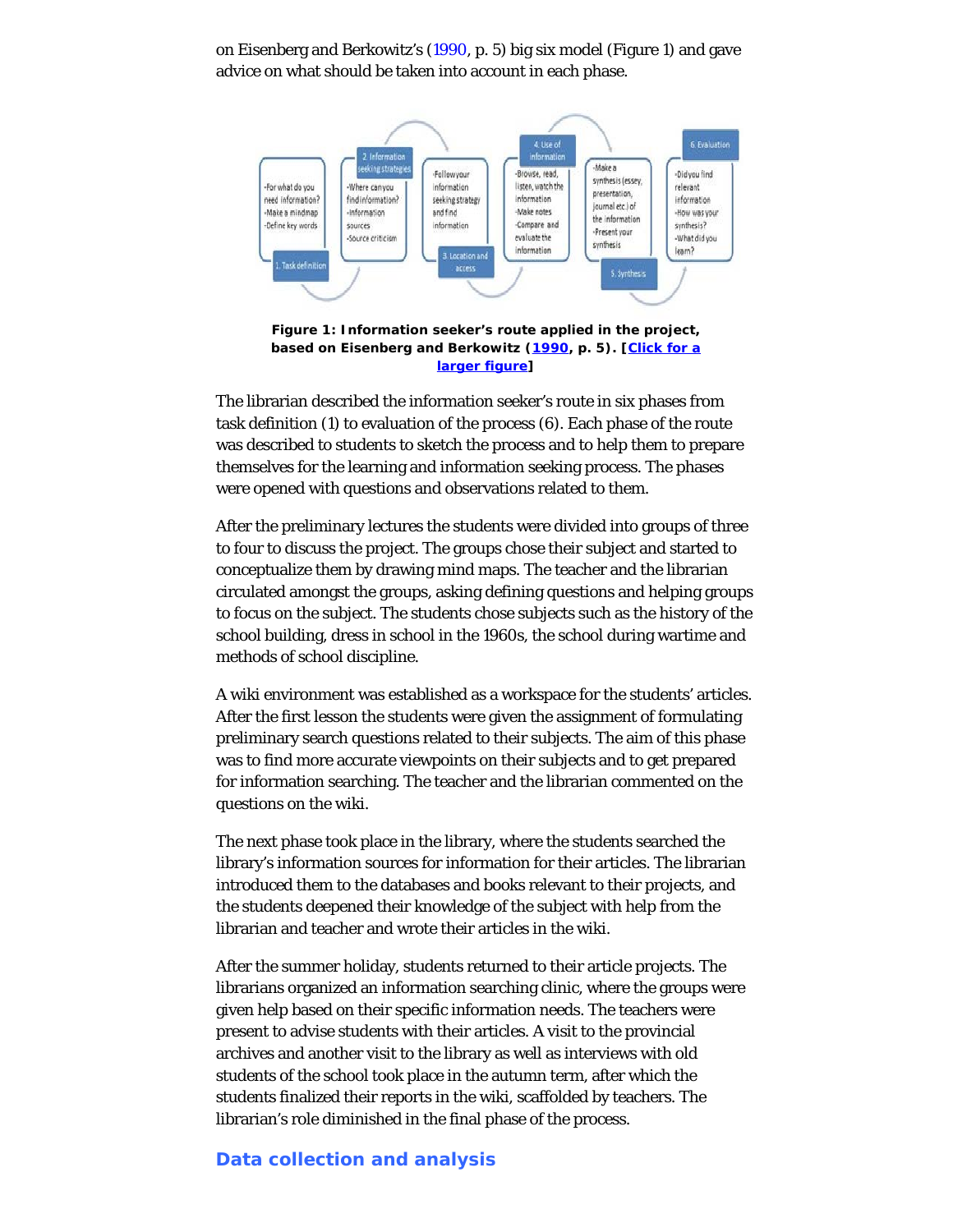on Eisenberg and Berkowitz's (1990, p. 5) big six model (Figure 1) and gave advice on what should be taken into account in each phase.

**Figure 1: Information seeker's route applied in the project, based on Eisenberg and Berkowitz (1990, p. 5). [Click for a larger figure]**

The librarian described the information seeker's route in six phases from task definition (1) to evaluation of the process (6). Each phase of the route was described to students to sketch the process and to help them to prepare themselves for the learning and information seeking process. The phases were opened with questions and observations related to them.

After the preliminary lectures the students were divided into groups of three to four to discuss the project. The groups chose their subject and started to conceptualize them by drawing mind maps. The teacher and the librarian circulated amongst the groups, asking defining questions and helping groups to focus on the subject. The students chose subjects such as the history of the school building, dress in school in the 1960s, the school during wartime and methods of school discipline.

A wiki environment was established as a workspace for the students' articles. After the first lesson the students were given the assignment of formulating preliminary search questions related to their subjects. The aim of this phase was to find more accurate viewpoints on their subjects and to get prepared for information searching. The teacher and the librarian commented on the questions on the wiki.

The next phase took place in the library, where the students searched the library's information sources for information for their articles. The librarian introduced them to the databases and books relevant to their projects, and the students deepened their knowledge of the subject with help from the librarian and teacher and wrote their articles in the wiki.

After the summer holiday, students returned to their article projects. The librarians organized an information searching clinic, where the groups were given help based on their specific information needs. The teachers were present to advise students with their articles. A visit to the provincial archives and another visit to the library as well as interviews with old students of the school took place in the autumn term, after which the students finalized their reports in the wiki, scaffolded by teachers. The librarian's role diminished in the final phase of the process.

## Data collection and analysis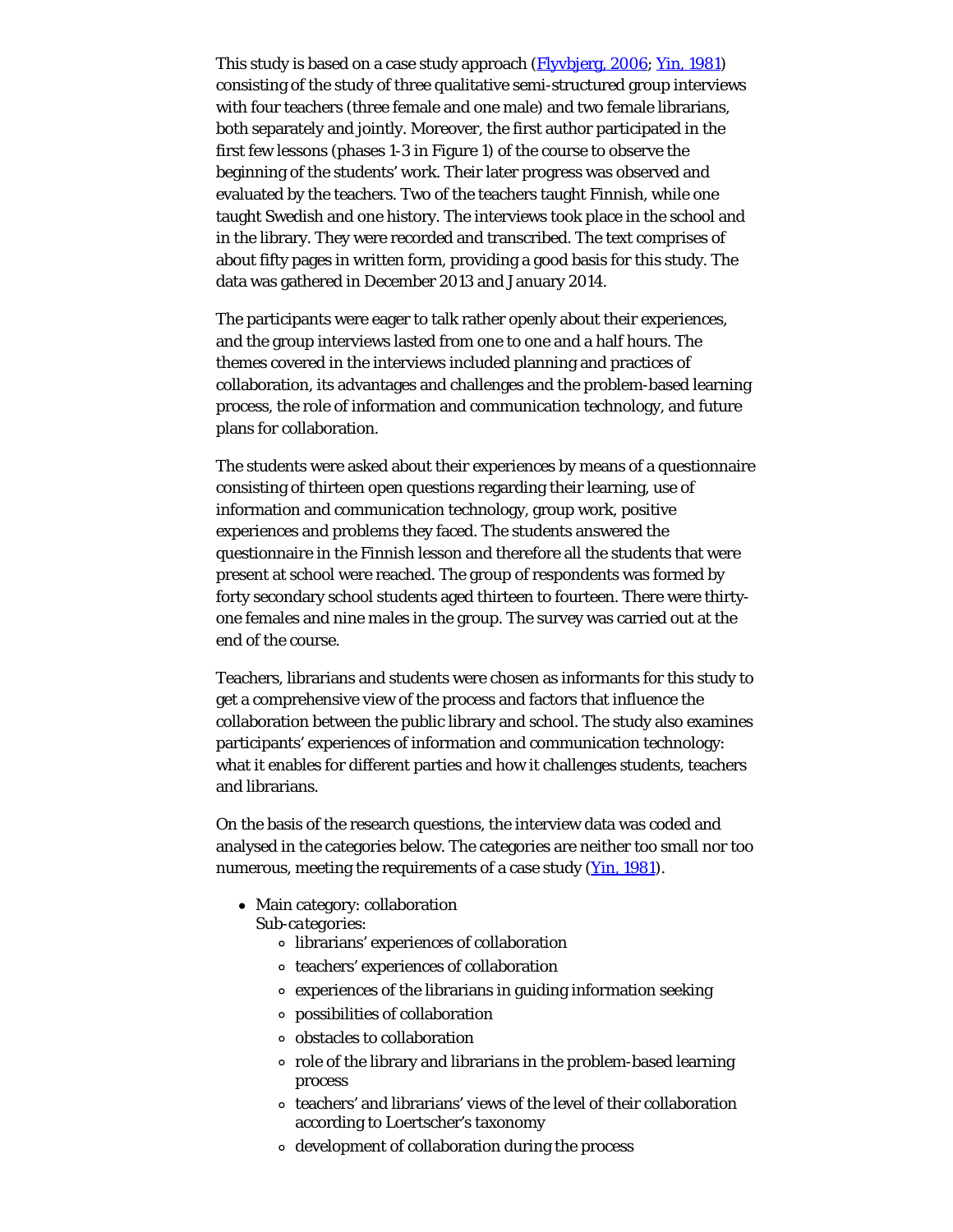This study is based on a case study approach ([Flyvbjerg, 2006](); [Yin, 1981]()) consisting of the study of three qualitative semi-structured group interviews with four teachers (three female and one male) and two female librarians, both separately and jointly. Moreover, the first author participated in the first few lessons (phases 1-3 in Figure 1) of the course to observe the beginning of the students' work. Their later progress was observed and evaluated by the teachers. Two of the teachers taught Finnish, while one taught Swedish and one history. The interviews took place in the school and in the library. They were recorded and transcribed. The text comprises of about fifty pages in written form, providing a good basis for this study. The data was gathered in December 2013 and January 2014.

The participants were eager to talk rather openly about their experiences, and the group interviews lasted from one to one and a half hours. The themes covered in the interviews included planning and practices of collaboration, its advantages and challenges and the problem-based learning process, the role of information and communication technology, and future plans for collaboration.

The students were asked about their experiences by means of a questionnaire consisting of thirteen open questions regarding their learning, use of information and communication technology, group work, positive experiences and problems they faced. The students answered the questionnaire in the Finnish lesson and therefore all the students that were present at school were reached. The group of respondents was formed by forty secondary school students aged thirteen to fourteen. There were thirty-one females and nine males in the group. The survey was carried out at the end of the course.

Teachers, librarians and students were chosen as informants for this study to get a comprehensive view of the process and factors that influence the collaboration between the public library and school. The study also examines participants' experiences of information and communication technology: what it enables for different parties and how it challenges students, teachers and librarians.

On the basis of the research questions, the interview data was coded and analysed in the categories below. The categories are neither too small nor too numerous, meeting the requirements of a case study ([Yin, 1981]()).

- Main category: collaboration
  *Sub-categories:*
    - librarians' experiences of collaboration
    - teachers' experiences of collaboration
    - experiences of the librarians in guiding information seeking
    - possibilities of collaboration
    - obstacles to collaboration
    - role of the library and librarians in the problem-based learning process
    - teachers' and librarians' views of the level of their collaboration according to Loertscher's taxonomy
    - development of collaboration during the process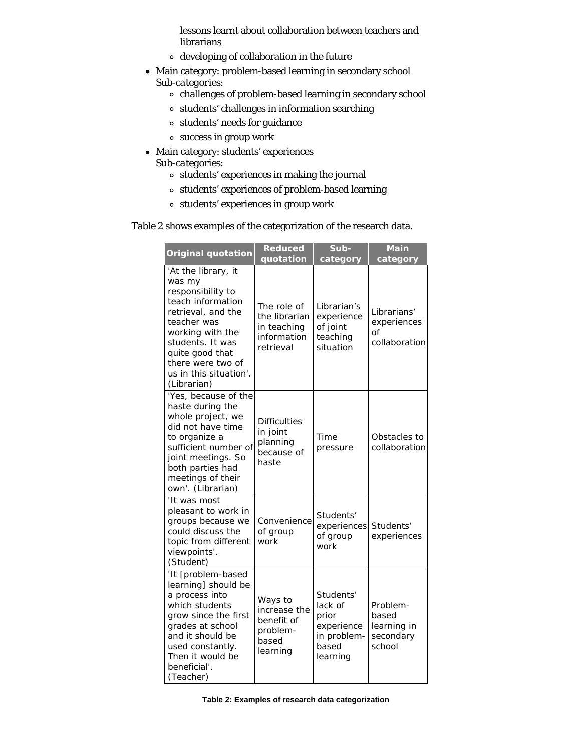- lessons learnt about collaboration between teachers and librarians
    - developing of collaboration in the future
- Main category: problem-based learning in secondary school
  *Sub-categories:*
    - challenges of problem-based learning in secondary school
    - students' challenges in information searching
    - students' needs for guidance
    - success in group work
- Main category: students' experiences
  *Sub-categories:*
    - students' experiences in making the journal
    - students' experiences of problem-based learning
    - students' experiences in group work

Table 2 shows examples of the categorization of the research data.

| Original quotation | Reduced quotation | Sub-category | Main category |
| --- | --- | --- | --- |
| 'At the library, it was my responsibility to teach information retrieval, and the teacher was working with the students. It was quite good that there were two of us in this situation'. (Librarian) | The role of the librarian in teaching information retrieval | Librarian's experience of joint teaching situation | Librarians' experiences of collaboration |
| 'Yes, because of the haste during the whole project, we did not have time to organize a sufficient number of joint meetings. So both parties had meetings of their own'. (Librarian) | Difficulties in joint planning because of haste | Time pressure | Obstacles to collaboration |
| 'It was most pleasant to work in groups because we could discuss the topic from different viewpoints'. (Student) | Convenience of group work | Students' experiences of group work | Students' experiences |
| 'It [problem-based learning] should be a process into which students grow since the first grades at school and it should be used constantly. Then it would be beneficial'. (Teacher) | Ways to increase the benefit of problem-based learning | Students' lack of prior experience in problem-based learning | Problem-based learning in secondary school |

**Table 2: Examples of research data categorization**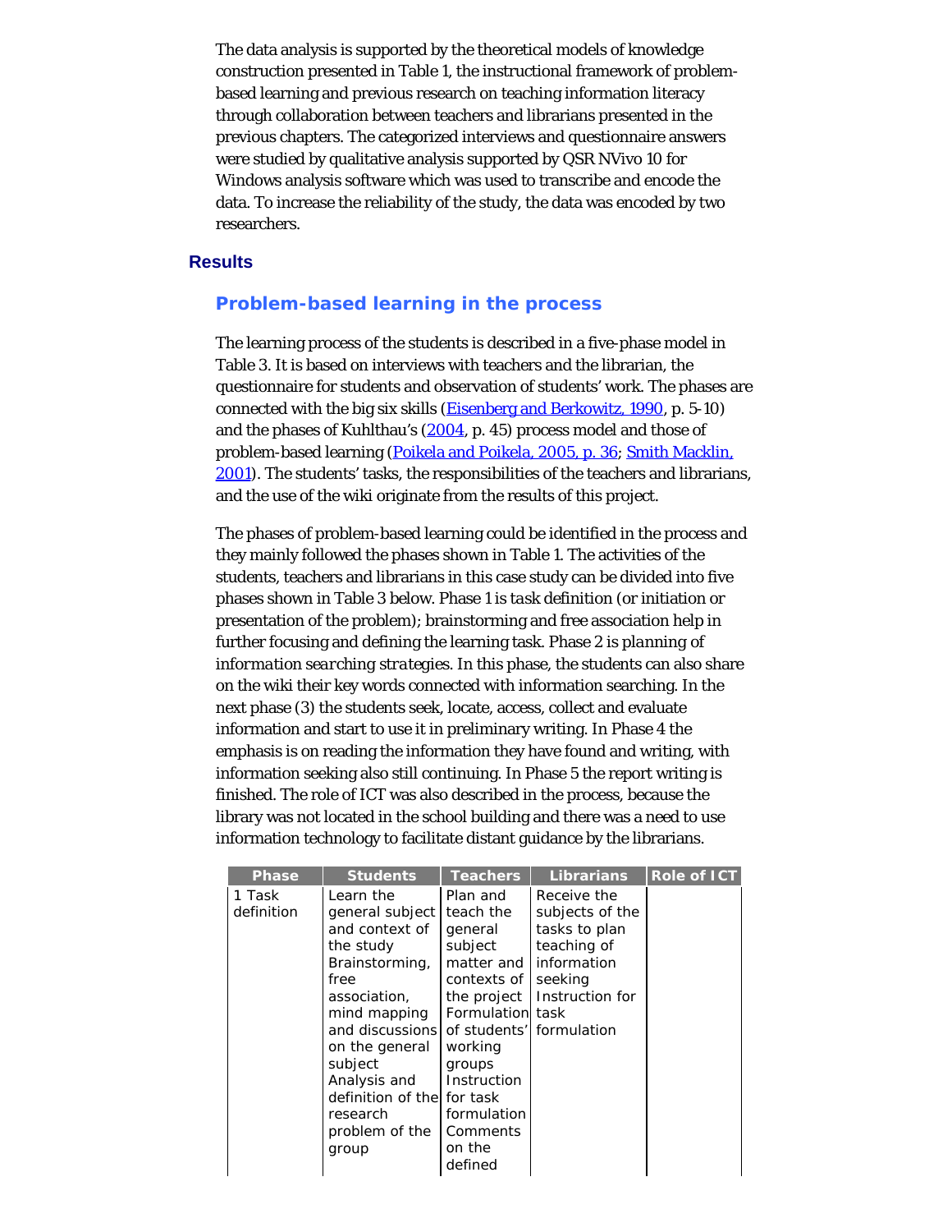The data analysis is supported by the theoretical models of knowledge construction presented in Table 1, the instructional framework of problem-based learning and previous research on teaching information literacy through collaboration between teachers and librarians presented in the previous chapters. The categorized interviews and questionnaire answers were studied by qualitative analysis supported by QSR NVivo 10 for Windows analysis software which was used to transcribe and encode the data. To increase the reliability of the study, the data was encoded by two researchers.

## Results

### Problem-based learning in the process

The learning process of the students is described in a five-phase model in Table 3. It is based on interviews with teachers and the librarian, the questionnaire for students and observation of students' work. The phases are connected with the big six skills (Eisenberg and Berkowitz, 1990, p. 5-10) and the phases of Kuhlthau's (2004, p. 45) process model and those of problem-based learning (Poikela and Poikela, 2005, p. 36; Smith Macklin, 2001). The students' tasks, the responsibilities of the teachers and librarians, and the use of the wiki originate from the results of this project.

The phases of problem-based learning could be identified in the process and they mainly followed the phases shown in Table 1. The activities of the students, teachers and librarians in this case study can be divided into five phases shown in Table 3 below. Phase 1 is *task definition* (or initiation or presentation of the problem); brainstorming and free association help in further focusing and defining the learning task. Phase 2 is *planning of information searching strategies*. In this phase, the students can also share on the wiki their key words connected with information searching. In the next phase (3) the students seek, locate, access, collect and evaluate information and start to use it in preliminary writing. In Phase 4 the emphasis is on reading the information they have found and writing, with information seeking also still continuing. In Phase 5 the report writing is finished. The role of ICT was also described in the process, because the library was not located in the school building and there was a need to use information technology to facilitate distant guidance by the librarians.

| Phase | Students | Teachers | Librarians | Role of ICT |
|---|---|---|---|---|
| 1 Task definition | Learn the general subject and context of the study<br>Brainstorming, free association, mind mapping and discussions on the general subject<br>Analysis and definition of the research problem of the group | Plan and teach the general subject matter and contexts of the project<br>Formulation of students' working groups<br>Instruction for task formulation<br>Comments on the defined | Receive the subjects of the tasks to plan teaching of information seeking<br>Instruction for task formulation | |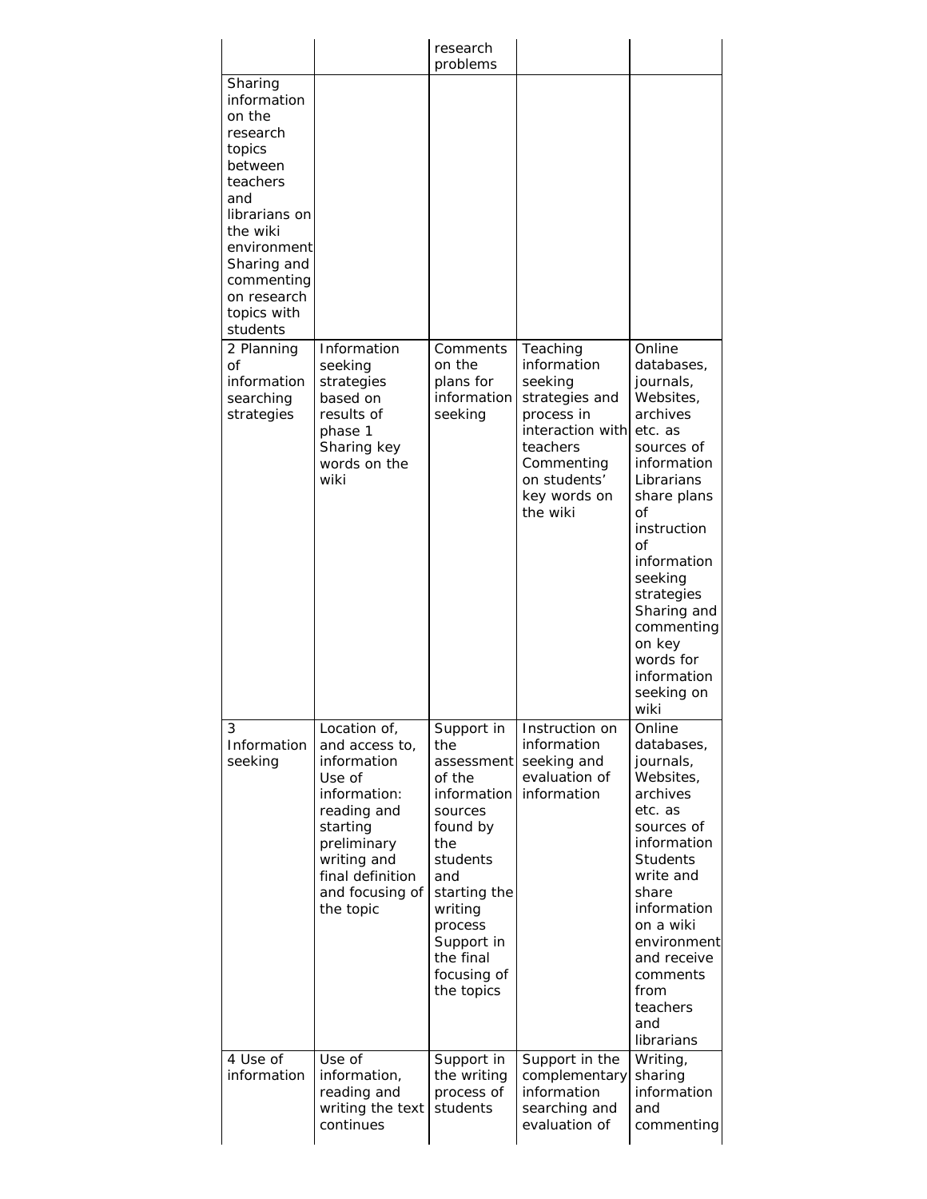| | | research problems | | |
|---|---|---|---|---|
| Sharing information on the research topics between teachers and librarians on the wiki environment Sharing and commenting on research topics with students | | | | |
| 2 Planning of information searching strategies | Information seeking strategies based on results of phase 1 Sharing key words on the wiki | Comments on the plans for information seeking | Teaching information seeking strategies and process in interaction with teachers Commenting on students' key words on the wiki | Online databases, journals, Websites, archives etc. as sources of information Librarians share plans of instruction of information seeking strategies Sharing and commenting on key words for information seeking on wiki |
| 3 Information seeking | Location of, and access to, information Use of information: reading and starting preliminary writing and final definition and focusing of the topic | Support in the assessment of the information sources found by the students and starting the writing process Support in the final focusing of the topics | Instruction on information seeking and evaluation of information | Online databases, journals, Websites, archives etc. as sources of information Students write and share information on a wiki environment and receive comments from teachers and librarians |
| 4 Use of information | Use of information, reading and writing the text continues | Support in the writing process of students | Support in the complementary information searching and evaluation of | Writing, sharing information and commenting |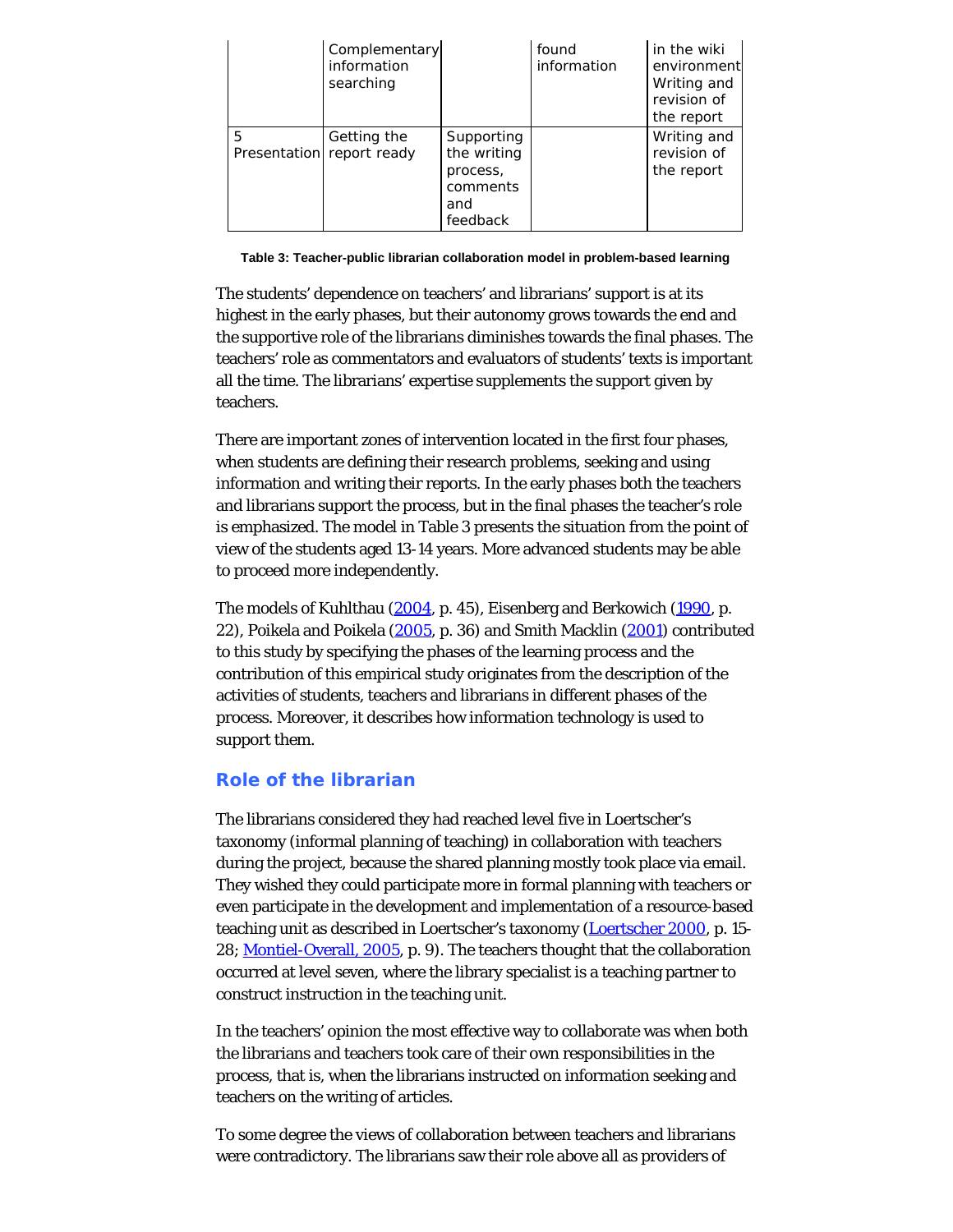| | Complementary information searching | | found information | in the wiki environment Writing and revision of the report |
| --- | --- | --- | --- | --- |
| 5 Presentation | Getting the report ready | Supporting the writing process, comments and feedback | | Writing and revision of the report |

**Table 3: Teacher-public librarian collaboration model in problem-based learning**

The students' dependence on teachers' and librarians' support is at its highest in the early phases, but their autonomy grows towards the end and the supportive role of the librarians diminishes towards the final phases. The teachers' role as commentators and evaluators of students' texts is important all the time. The librarians' expertise supplements the support given by teachers.

There are important zones of intervention located in the first four phases, when students are defining their research problems, seeking and using information and writing their reports. In the early phases both the teachers and librarians support the process, but in the final phases the teacher's role is emphasized. The model in Table 3 presents the situation from the point of view of the students aged 13-14 years. More advanced students may be able to proceed more independently.

The models of Kuhlthau (2004, p. 45), Eisenberg and Berkowich (1990, p. 22), Poikela and Poikela (2005, p. 36) and Smith Macklin (2001) contributed to this study by specifying the phases of the learning process and the contribution of this empirical study originates from the description of the activities of students, teachers and librarians in different phases of the process. Moreover, it describes how information technology is used to support them.

## Role of the librarian

The librarians considered they had reached level five in Loertscher's taxonomy (informal planning of teaching) in collaboration with teachers during the project, because the shared planning mostly took place via email. They wished they could participate more in formal planning with teachers or even participate in the development and implementation of a resource-based teaching unit as described in Loertscher's taxonomy (Loertscher 2000, p. 15-28; Montiel-Overall, 2005, p. 9). The teachers thought that the collaboration occurred at level seven, where the library specialist is a teaching partner to construct instruction in the teaching unit.

In the teachers' opinion the most effective way to collaborate was when both the librarians and teachers took care of their own responsibilities in the process, that is, when the librarians instructed on information seeking and teachers on the writing of articles.

To some degree the views of collaboration between teachers and librarians were contradictory. The librarians saw their role above all as providers of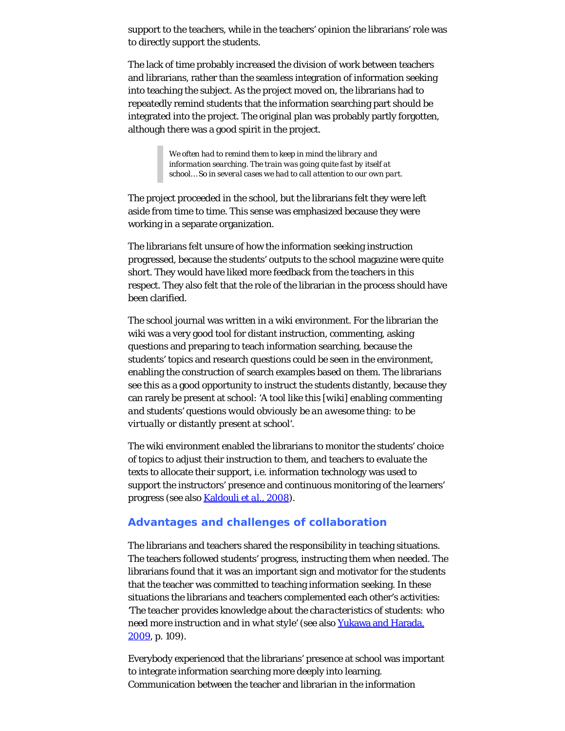support to the teachers, while in the teachers' opinion the librarians' role was to directly support the students.

The lack of time probably increased the division of work between teachers and librarians, rather than the seamless integration of information seeking into teaching the subject. As the project moved on, the librarians had to repeatedly remind students that the information searching part should be integrated into the project. The original plan was probably partly forgotten, although there was a good spirit in the project.

> *We often had to remind them to keep in mind the library and information searching. The train was going quite fast by itself at school… So in several cases we had to call attention to our own part.*

The project proceeded in the school, but the librarians felt they were left aside from time to time. This sense was emphasized because they were working in a separate organization.

The librarians felt unsure of how the information seeking instruction progressed, because the students' outputs to the school magazine were quite short. They would have liked more feedback from the teachers in this respect. They also felt that the role of the librarian in the process should have been clarified.

The school journal was written in a wiki environment. For the librarian the wiki was a very good tool for distant instruction, commenting, asking questions and preparing to teach information searching, because the students' topics and research questions could be seen in the environment, enabling the construction of search examples based on them. The librarians see this as a good opportunity to instruct the students distantly, because they can rarely be present at school: '*A tool like this [wiki] enabling commenting and students' questions would obviously be an awesome thing: to be virtually or distantly present at school*'.

The wiki environment enabled the librarians to monitor the students' choice of topics to adjust their instruction to them, and teachers to evaluate the texts to allocate their support, i.e. information technology was used to support the instructors' presence and continuous monitoring of the learners' progress (see also [Kaldouli et al., 2008](#)).

## Advantages and challenges of collaboration

The librarians and teachers shared the responsibility in teaching situations. The teachers followed students' progress, instructing them when needed. The librarians found that it was an important sign and motivator for the students that the teacher was committed to teaching information seeking. In these situations the librarians and teachers complemented each other's activities: '*The teacher provides knowledge about the characteristics of students: who need more instruction and in what style*' (see also [Yukawa and Harada, 2009](#), p. 109).

Everybody experienced that the librarians' presence at school was important to integrate information searching more deeply into learning. Communication between the teacher and librarian in the information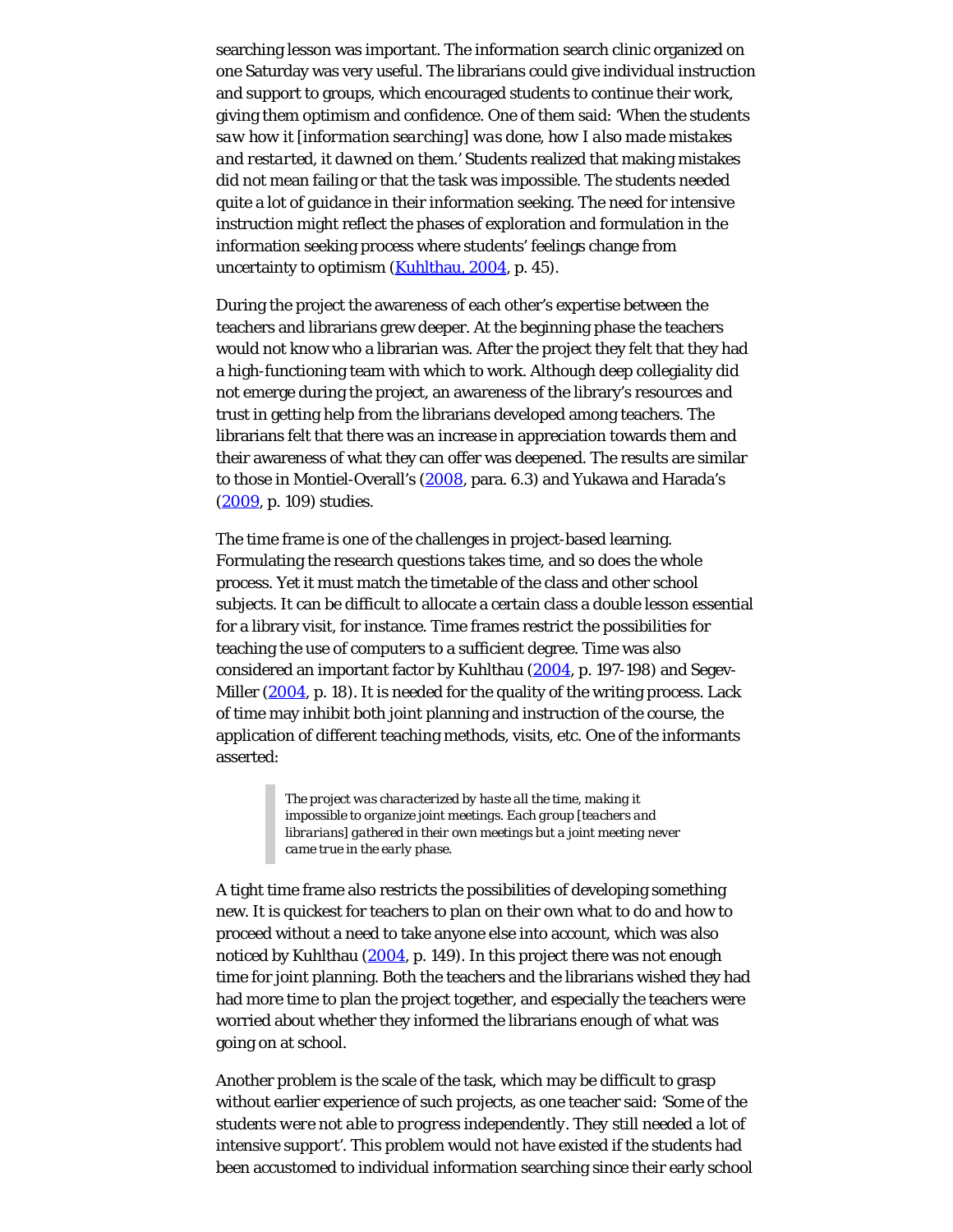searching lesson was important. The information search clinic organized on one Saturday was very useful. The librarians could give individual instruction and support to groups, which encouraged students to continue their work, giving them optimism and confidence. One of them said: *'When the students saw how it [information searching] was done, how I also made mistakes and restarted, it dawned on them.'* Students realized that making mistakes did not mean failing or that the task was impossible. The students needed quite a lot of guidance in their information seeking. The need for intensive instruction might reflect the phases of exploration and formulation in the information seeking process where students' feelings change from uncertainty to optimism (Kuhlthau, 2004, p. 45).

During the project the awareness of each other's expertise between the teachers and librarians grew deeper. At the beginning phase the teachers would not know who a librarian was. After the project they felt that they had a high-functioning team with which to work. Although deep collegiality did not emerge during the project, an awareness of the library's resources and trust in getting help from the librarians developed among teachers. The librarians felt that there was an increase in appreciation towards them and their awareness of what they can offer was deepened. The results are similar to those in Montiel-Overall's (2008, para. 6.3) and Yukawa and Harada's (2009, p. 109) studies.

The time frame is one of the challenges in project-based learning. Formulating the research questions takes time, and so does the whole process. Yet it must match the timetable of the class and other school subjects. It can be difficult to allocate a certain class a double lesson essential for a library visit, for instance. Time frames restrict the possibilities for teaching the use of computers to a sufficient degree. Time was also considered an important factor by Kuhlthau (2004, p. 197-198) and Segev-Miller (2004, p. 18). It is needed for the quality of the writing process. Lack of time may inhibit both joint planning and instruction of the course, the application of different teaching methods, visits, etc. One of the informants asserted:

> *The project was characterized by haste all the time, making it impossible to organize joint meetings. Each group [teachers and librarians] gathered in their own meetings but a joint meeting never came true in the early phase.*

A tight time frame also restricts the possibilities of developing something new. It is quickest for teachers to plan on their own what to do and how to proceed without a need to take anyone else into account, which was also noticed by Kuhlthau (2004, p. 149). In this project there was not enough time for joint planning. Both the teachers and the librarians wished they had had more time to plan the project together, and especially the teachers were worried about whether they informed the librarians enough of what was going on at school.

Another problem is the scale of the task, which may be difficult to grasp without earlier experience of such projects, as one teacher said: *'Some of the students were not able to progress independently. They still needed a lot of intensive support'.* This problem would not have existed if the students had been accustomed to individual information searching since their early school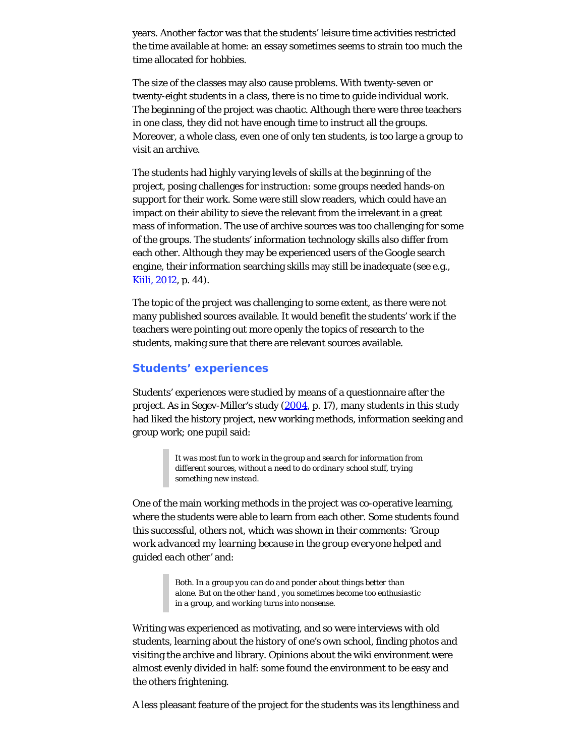years. Another factor was that the students' leisure time activities restricted the time available at home: an essay sometimes seems to strain too much the time allocated for hobbies.

The size of the classes may also cause problems. With twenty-seven or twenty-eight students in a class, there is no time to guide individual work. The beginning of the project was chaotic. Although there were three teachers in one class, they did not have enough time to instruct all the groups. Moreover, a whole class, even one of only ten students, is too large a group to visit an archive.

The students had highly varying levels of skills at the beginning of the project, posing challenges for instruction: some groups needed hands-on support for their work. Some were still slow readers, which could have an impact on their ability to sieve the relevant from the irrelevant in a great mass of information. The use of archive sources was too challenging for some of the groups. The students' information technology skills also differ from each other. Although they may be experienced users of the Google search engine, their information searching skills may still be inadequate (see e.g., [Kiili, 2012](), p. 44).

The topic of the project was challenging to some extent, as there were not many published sources available. It would benefit the students' work if the teachers were pointing out more openly the topics of research to the students, making sure that there are relevant sources available.

## Students' experiences

Students' experiences were studied by means of a questionnaire after the project. As in Segev-Miller's study ([2004](), p. 17), many students in this study had liked the history project, new working methods, information seeking and group work; one pupil said:

> *It was most fun to work in the group and search for information from different sources, without a need to do ordinary school stuff, trying something new instead.*

One of the main working methods in the project was co-operative learning, where the students were able to learn from each other. Some students found this successful, others not, which was shown in their comments: '*Group work advanced my learning because in the group everyone helped and guided each other*' and:

> *Both. In a group you can do and ponder about things better than alone. But on the other hand , you sometimes become too enthusiastic in a group, and working turns into nonsense.*

Writing was experienced as motivating, and so were interviews with old students, learning about the history of one's own school, finding photos and visiting the archive and library. Opinions about the wiki environment were almost evenly divided in half: some found the environment to be easy and the others frightening.

A less pleasant feature of the project for the students was its lengthiness and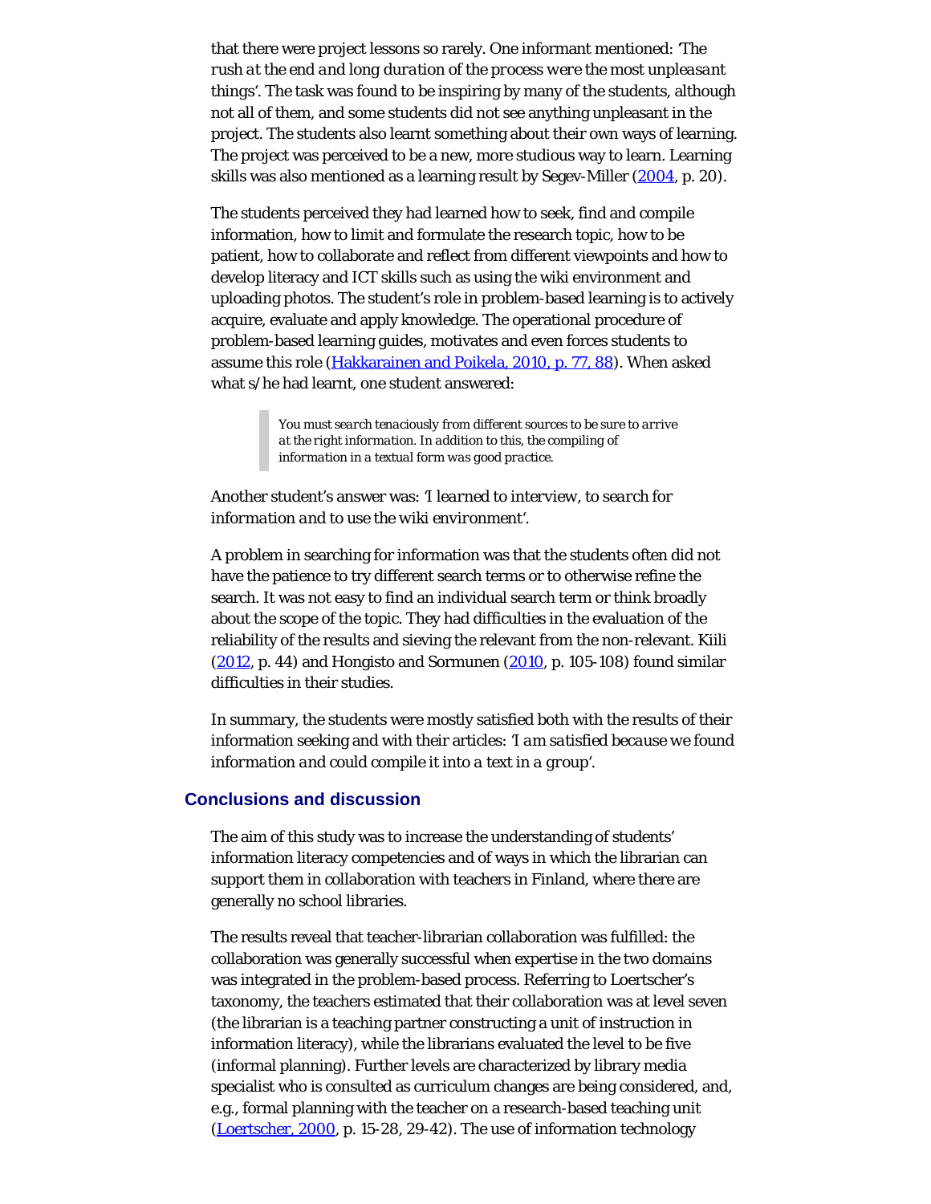that there were project lessons so rarely. One informant mentioned: '*The rush at the end and long duration of the process were the most unpleasant things*'. The task was found to be inspiring by many of the students, although not all of them, and some students did not see anything unpleasant in the project. The students also learnt something about their own ways of learning. The project was perceived to be a new, more studious way to learn. Learning skills was also mentioned as a learning result by Segev-Miller (2004, p. 20).

The students perceived they had learned how to seek, find and compile information, how to limit and formulate the research topic, how to be patient, how to collaborate and reflect from different viewpoints and how to develop literacy and ICT skills such as using the wiki environment and uploading photos. The student's role in problem-based learning is to actively acquire, evaluate and apply knowledge. The operational procedure of problem-based learning guides, motivates and even forces students to assume this role (Hakkarainen and Poikela, 2010, p. 77, 88). When asked what s/he had learnt, one student answered:

> *You must search tenaciously from different sources to be sure to arrive at the right information. In addition to this, the compiling of information in a textual form was good practice.*

Another student's answer was: '*I learned to interview, to search for information and to use the wiki environment*'.

A problem in searching for information was that the students often did not have the patience to try different search terms or to otherwise refine the search. It was not easy to find an individual search term or think broadly about the scope of the topic. They had difficulties in the evaluation of the reliability of the results and sieving the relevant from the non-relevant. Kiili (2012, p. 44) and Hongisto and Sormunen (2010, p. 105-108) found similar difficulties in their studies.

In summary, the students were mostly satisfied both with the results of their information seeking and with their articles: '*I am satisfied because we found information and could compile it into a text in a group*'.

## Conclusions and discussion

The aim of this study was to increase the understanding of students' information literacy competencies and of ways in which the librarian can support them in collaboration with teachers in Finland, where there are generally no school libraries.

The results reveal that teacher-librarian collaboration was fulfilled: the collaboration was generally successful when expertise in the two domains was integrated in the problem-based process. Referring to Loertscher's taxonomy, the teachers estimated that their collaboration was at level seven (the librarian is a teaching partner constructing a unit of instruction in information literacy), while the librarians evaluated the level to be five (informal planning). Further levels are characterized by library media specialist who is consulted as curriculum changes are being considered, and, e.g., formal planning with the teacher on a research-based teaching unit (Loertscher, 2000, p. 15-28, 29-42). The use of information technology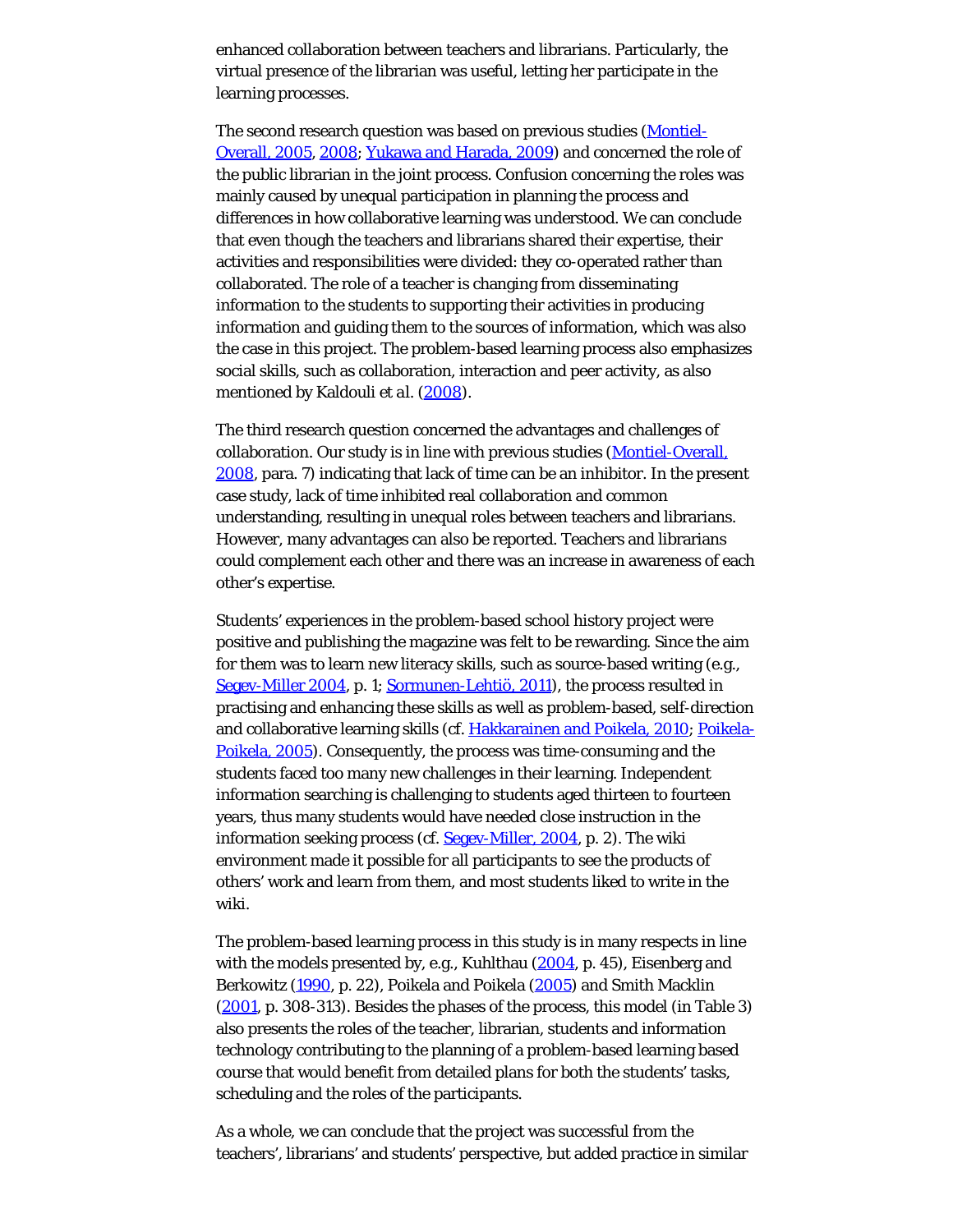enhanced collaboration between teachers and librarians. Particularly, the virtual presence of the librarian was useful, letting her participate in the learning processes.

The second research question was based on previous studies (Montiel-Overall, 2005, 2008; Yukawa and Harada, 2009) and concerned the role of the public librarian in the joint process. Confusion concerning the roles was mainly caused by unequal participation in planning the process and differences in how collaborative learning was understood. We can conclude that even though the teachers and librarians shared their expertise, their activities and responsibilities were divided: they co-operated rather than collaborated. The role of a teacher is changing from disseminating information to the students to supporting their activities in producing information and guiding them to the sources of information, which was also the case in this project. The problem-based learning process also emphasizes social skills, such as collaboration, interaction and peer activity, as also mentioned by Kaldouli et al. (2008).

The third research question concerned the advantages and challenges of collaboration. Our study is in line with previous studies (Montiel-Overall, 2008, para. 7) indicating that lack of time can be an inhibitor. In the present case study, lack of time inhibited real collaboration and common understanding, resulting in unequal roles between teachers and librarians. However, many advantages can also be reported. Teachers and librarians could complement each other and there was an increase in awareness of each other's expertise.

Students' experiences in the problem-based school history project were positive and publishing the magazine was felt to be rewarding. Since the aim for them was to learn new literacy skills, such as source-based writing (e.g., Segev-Miller 2004, p. 1; Sormunen-Lehtiö, 2011), the process resulted in practising and enhancing these skills as well as problem-based, self-direction and collaborative learning skills (cf. Hakkarainen and Poikela, 2010; Poikela-Poikela, 2005). Consequently, the process was time-consuming and the students faced too many new challenges in their learning. Independent information searching is challenging to students aged thirteen to fourteen years, thus many students would have needed close instruction in the information seeking process (cf. Segev-Miller, 2004, p. 2). The wiki environment made it possible for all participants to see the products of others' work and learn from them, and most students liked to write in the wiki.

The problem-based learning process in this study is in many respects in line with the models presented by, e.g., Kuhlthau (2004, p. 45), Eisenberg and Berkowitz (1990, p. 22), Poikela and Poikela (2005) and Smith Macklin (2001, p. 308-313). Besides the phases of the process, this model (in Table 3) also presents the roles of the teacher, librarian, students and information technology contributing to the planning of a problem-based learning based course that would benefit from detailed plans for both the students' tasks, scheduling and the roles of the participants.

As a whole, we can conclude that the project was successful from the teachers', librarians' and students' perspective, but added practice in similar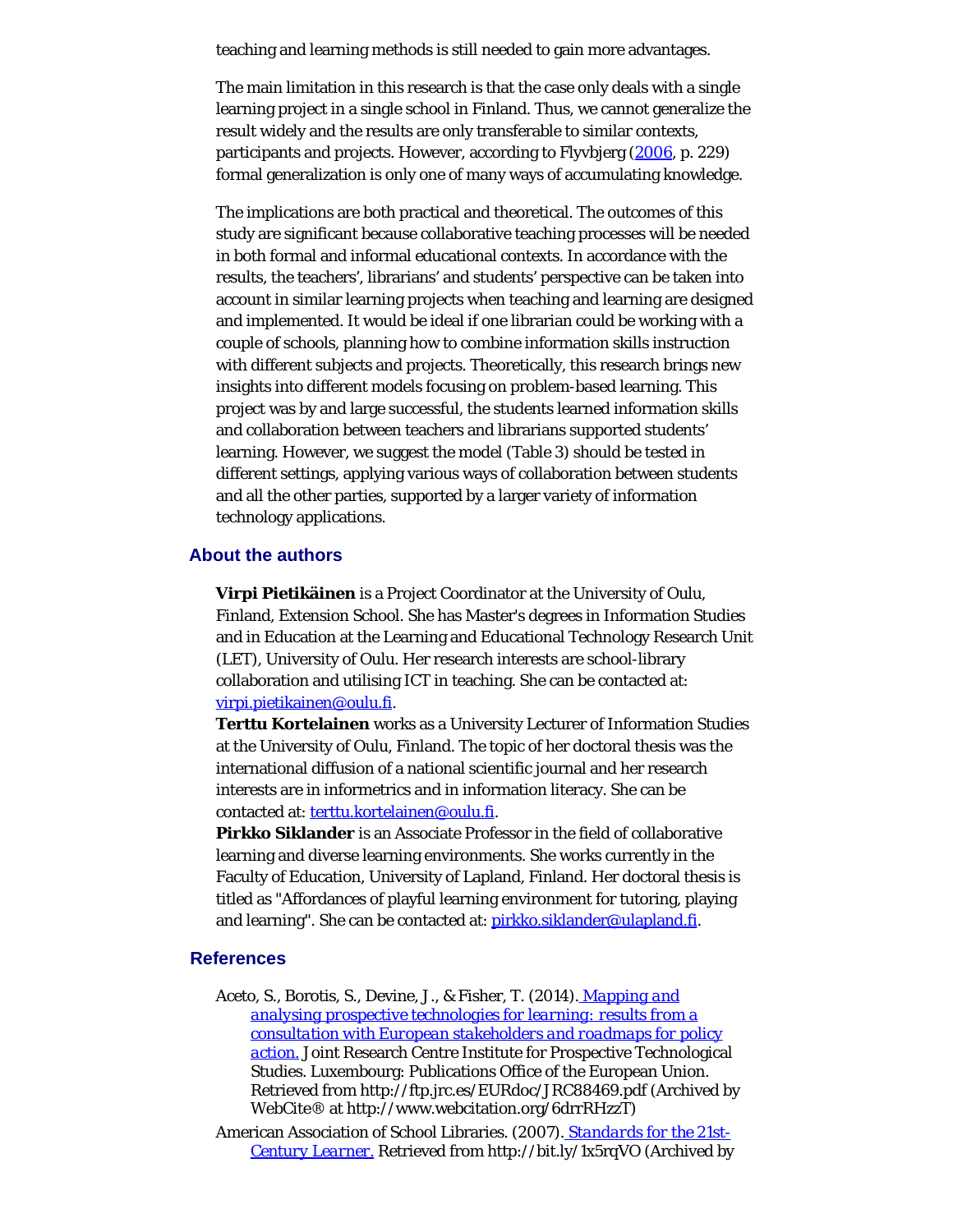teaching and learning methods is still needed to gain more advantages.

The main limitation in this research is that the case only deals with a single learning project in a single school in Finland. Thus, we cannot generalize the result widely and the results are only transferable to similar contexts, participants and projects. However, according to Flyvbjerg (2006, p. 229) formal generalization is only one of many ways of accumulating knowledge.

The implications are both practical and theoretical. The outcomes of this study are significant because collaborative teaching processes will be needed in both formal and informal educational contexts. In accordance with the results, the teachers', librarians' and students' perspective can be taken into account in similar learning projects when teaching and learning are designed and implemented. It would be ideal if one librarian could be working with a couple of schools, planning how to combine information skills instruction with different subjects and projects. Theoretically, this research brings new insights into different models focusing on problem-based learning. This project was by and large successful, the students learned information skills and collaboration between teachers and librarians supported students' learning. However, we suggest the model (Table 3) should be tested in different settings, applying various ways of collaboration between students and all the other parties, supported by a larger variety of information technology applications.

## About the authors

**Virpi Pietikäinen** is a Project Coordinator at the University of Oulu, Finland, Extension School. She has Master's degrees in Information Studies and in Education at the Learning and Educational Technology Research Unit (LET), University of Oulu. Her research interests are school-library collaboration and utilising ICT in teaching. She can be contacted at: virpi.pietikainen@oulu.fi.
**Terttu Kortelainen** works as a University Lecturer of Information Studies at the University of Oulu, Finland. The topic of her doctoral thesis was the international diffusion of a national scientific journal and her research interests are in informetrics and in information literacy. She can be contacted at: terttu.kortelainen@oulu.fi.
**Pirkko Siklander** is an Associate Professor in the field of collaborative learning and diverse learning environments. She works currently in the Faculty of Education, University of Lapland, Finland. Her doctoral thesis is titled as "Affordances of playful learning environment for tutoring, playing and learning". She can be contacted at: pirkko.siklander@ulapland.fi.

## References

Aceto, S., Borotis, S., Devine, J., & Fisher, T. (2014). *Mapping and analysing prospective technologies for learning: results from a consultation with European stakeholders and roadmaps for policy action.* Joint Research Centre Institute for Prospective Technological Studies. Luxembourg: Publications Office of the European Union. Retrieved from http://ftp.jrc.es/EURdoc/JRC88469.pdf (Archived by WebCite® at http://www.webcitation.org/6drrRHzzT)

American Association of School Libraries. (2007). *Standards for the 21st-Century Learner.* Retrieved from http://bit.ly/1x5rqVO (Archived by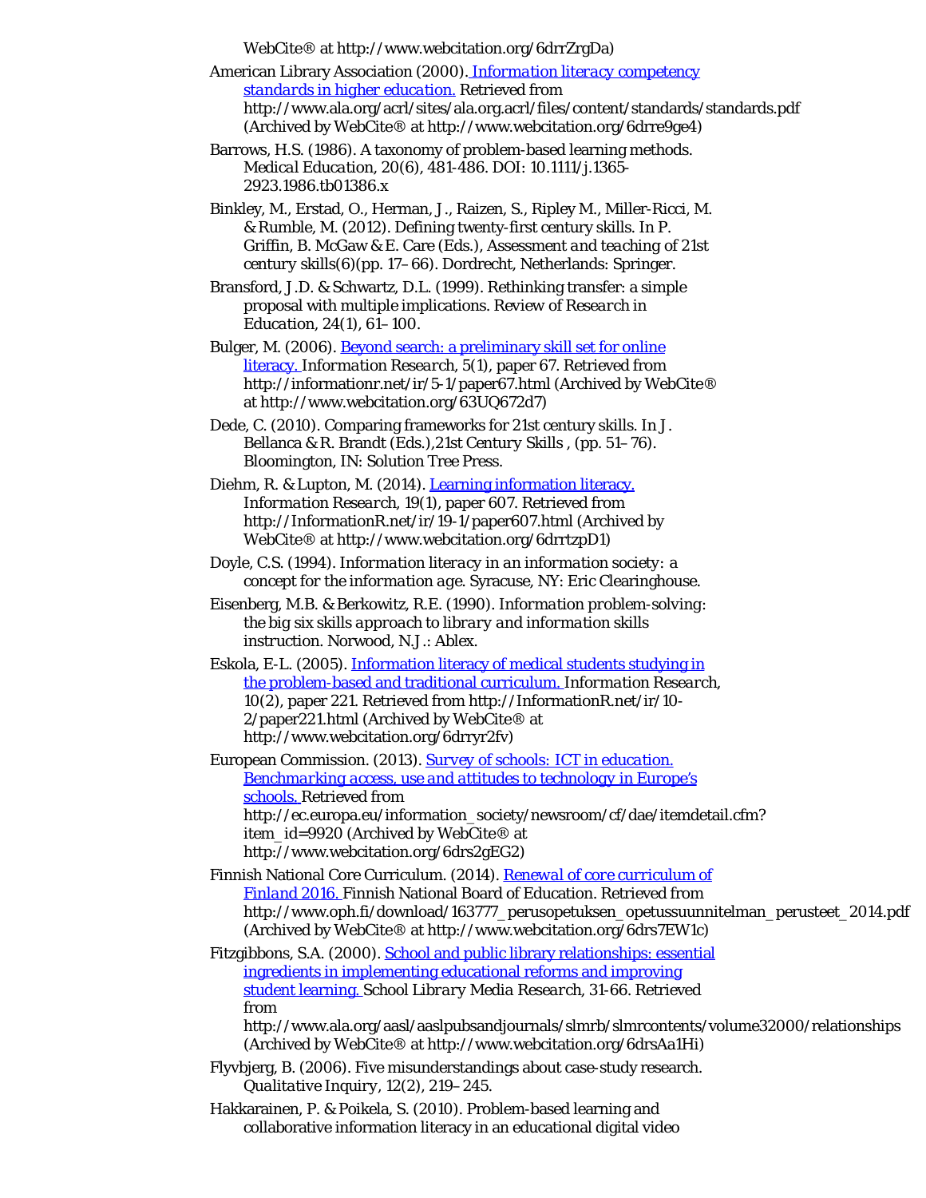WebCite® at http://www.webcitation.org/6drrZrgDa)

American Library Association (2000). *Information literacy competency standards in higher education.* Retrieved from http://www.ala.org/acrl/sites/ala.org.acrl/files/content/standards/standards.pdf (Archived by WebCite® at http://www.webcitation.org/6drre9ge4)

Barrows, H.S. (1986). A taxonomy of problem-based learning methods. *Medical Education*, 20(6), 481-486. DOI: 10.1111/j.1365-2923.1986.tb01386.x

Binkley, M., Erstad, O., Herman, J., Raizen, S., Ripley M., Miller-Ricci, M. & Rumble, M. (2012). Defining twenty-first century skills. In P. Griffin, B. McGaw & E. Care (Eds.), *Assessment and teaching of 21st century skills*(6)(pp. 17–66). Dordrecht, Netherlands: Springer.

Bransford, J.D. & Schwartz, D.L. (1999). Rethinking transfer: a simple proposal with multiple implications. *Review of Research in Education*, 24(1), 61–100.

Bulger, M. (2006). Beyond search: a preliminary skill set for online literacy. *Information Research*, 5(1), paper 67. Retrieved from http://informationr.net/ir/5-1/paper67.html (Archived by WebCite® at http://www.webcitation.org/63UQ672d7)

Dede, C. (2010). Comparing frameworks for 21st century skills. In J. Bellanca & R. Brandt (Eds.),*21st Century Skills* , (pp. 51–76). Bloomington, IN: Solution Tree Press.

Diehm, R. & Lupton, M. (2014). Learning information literacy. *Information Research*, 19(1), paper 607. Retrieved from http://InformationR.net/ir/19-1/paper607.html (Archived by WebCite® at http://www.webcitation.org/6drrtzpD1)

Doyle, C.S. (1994). *Information literacy in an information society: a concept for the information age*. Syracuse, NY: Eric Clearinghouse.

Eisenberg, M.B. & Berkowitz, R.E. (1990). *Information problem-solving: the big six skills approach to library and information skills instruction*. Norwood, N.J.: Ablex.

Eskola, E-L. (2005). Information literacy of medical students studying in the problem-based and traditional curriculum. *Information Research*, 10(2), paper 221. Retrieved from http://InformationR.net/ir/10-2/paper221.html (Archived by WebCite® at http://www.webcitation.org/6drryr2fv)

European Commission. (2013). *Survey of schools: ICT in education. Benchmarking access, use and attitudes to technology in Europe's schools.* Retrieved from http://ec.europa.eu/information_society/newsroom/cf/dae/itemdetail.cfm?item_id=9920 (Archived by WebCite® at http://www.webcitation.org/6drs2gEG2)

Finnish National Core Curriculum. (2014). *Renewal of core curriculum of Finland 2016.* Finnish National Board of Education. Retrieved from http://www.oph.fi/download/163777_perusopetuksen_opetussuunnitelman_perusteet_2014.pdf (Archived by WebCite® at http://www.webcitation.org/6drs7EW1c)

Fitzgibbons, S.A. (2000). School and public library relationships: essential ingredients in implementing educational reforms and improving student learning. *School Library Media Research*, 31-66. Retrieved from http://www.ala.org/aasl/aaslpubsandjournals/slmrb/slmrcontents/volume32000/relationships (Archived by WebCite® at http://www.webcitation.org/6drsAa1Hi)

Flyvbjerg, B. (2006). Five misunderstandings about case-study research. *Qualitative Inquiry*, 12(2), 219–245.

Hakkarainen, P. & Poikela, S. (2010). Problem-based learning and collaborative information literacy in an educational digital video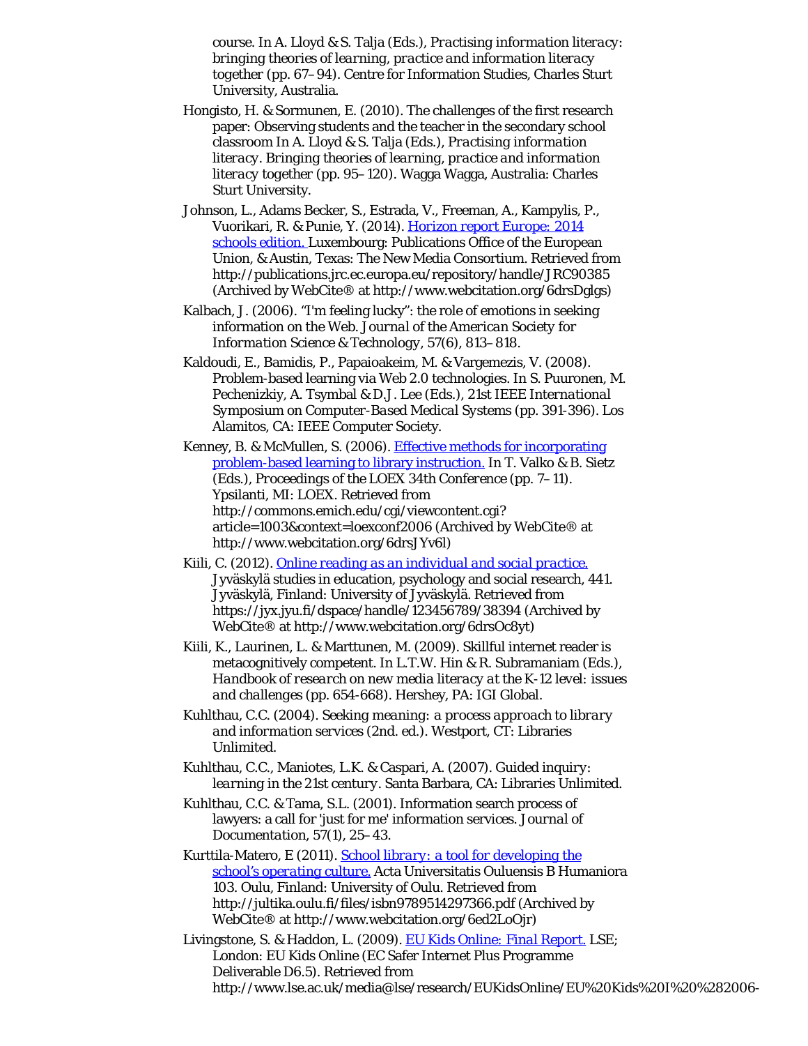course. In A. Lloyd & S. Talja (Eds.), *Practising information literacy: bringing theories of learning, practice and information literacy together* (pp. 67–94). Centre for Information Studies, Charles Sturt University, Australia.

Hongisto, H. & Sormunen, E. (2010). The challenges of the first research paper: Observing students and the teacher in the secondary school classroom In A. Lloyd & S. Talja (Eds.), *Practising information literacy. Bringing theories of learning, practice and information literacy together* (pp. 95–120). Wagga Wagga, Australia: Charles Sturt University.

Johnson, L., Adams Becker, S., Estrada, V., Freeman, A., Kampylis, P., Vuorikari, R. & Punie, Y. (2014). [Horizon report Europe: 2014 schools edition.](http://publications.jrc.ec.europa.eu/repository/handle/JRC90385) Luxembourg: Publications Office of the European Union, & Austin, Texas: The New Media Consortium. Retrieved from http://publications.jrc.ec.europa.eu/repository/handle/JRC90385 (Archived by WebCite® at http://www.webcitation.org/6drsDglgs)

Kalbach, J. (2006). "I'm feeling lucky": the role of emotions in seeking information on the Web. *Journal of the American Society for Information Science & Technology*, 57(6), 813–818.

Kaldoudi, E., Bamidis, P., Papaioakeim, M. & Vargemezis, V. (2008). Problem-based learning via Web 2.0 technologies. In S. Puuronen, M. Pechenizkiy, A. Tsymbal & D.J. Lee (Eds.), *21st IEEE International Symposium on Computer-Based Medical Systems* (pp. 391-396). Los Alamitos, CA: IEEE Computer Society.

Kenney, B. & McMullen, S. (2006). [Effective methods for incorporating problem-based learning to library instruction.](http://commons.emich.edu/cgi/viewcontent.cgi?article=1003&context=loexconf2006) In T. Valko & B. Sietz (Eds.), *Proceedings of the LOEX 34th Conference* (pp. 7–11). Ypsilanti, MI: LOEX. Retrieved from http://commons.emich.edu/cgi/viewcontent.cgi?article=1003&context=loexconf2006 (Archived by WebCite® at http://www.webcitation.org/6drsJYv6l)

Kiili, C. (2012). [*Online reading as an individual and social practice.*](https://jyx.jyu.fi/dspace/handle/123456789/38394) Jyväskylä studies in education, psychology and social research, 441. Jyväskylä, Finland: University of Jyväskylä. Retrieved from https://jyx.jyu.fi/dspace/handle/123456789/38394 (Archived by WebCite® at http://www.webcitation.org/6drsOc8yt)

Kiili, K., Laurinen, L. & Marttunen, M. (2009). Skillful internet reader is metacognitively competent. In L.T.W. Hin & R. Subramaniam (Eds.), *Handbook of research on new media literacy at the K-12 level: issues and challenges* (pp. 654-668). Hershey, PA: IGI Global.

Kuhlthau, C.C. (2004). *Seeking meaning: a process approach to library and information services* (2nd. ed.). Westport, CT: Libraries Unlimited.

Kuhlthau, C.C., Maniotes, L.K. & Caspari, A. (2007). *Guided inquiry: learning in the 21st century*. Santa Barbara, CA: Libraries Unlimited.

Kuhlthau, C.C. & Tama, S.L. (2001). Information search process of lawyers: a call for 'just for me' information services. *Journal of Documentation*, 57(1), 25–43.

Kurttila-Matero, E (2011). [*School library: a tool for developing the school's operating culture.*](http://jultika.oulu.fi/files/isbn9789514297366.pdf) Acta Universitatis Ouluensis B Humaniora 103. Oulu, Finland: University of Oulu. Retrieved from http://jultika.oulu.fi/files/isbn9789514297366.pdf (Archived by WebCite® at http://www.webcitation.org/6ed2LoOjr)

Livingstone, S. & Haddon, L. (2009). [*EU Kids Online: Final Report.*](http://www.lse.ac.uk/media@lse/research/EUKidsOnline/EU%20Kids%20I%20%282006-) LSE; London: EU Kids Online (EC Safer Internet Plus Programme Deliverable D6.5). Retrieved from http://www.lse.ac.uk/media@lse/research/EUKidsOnline/EU%20Kids%20I%20%282006-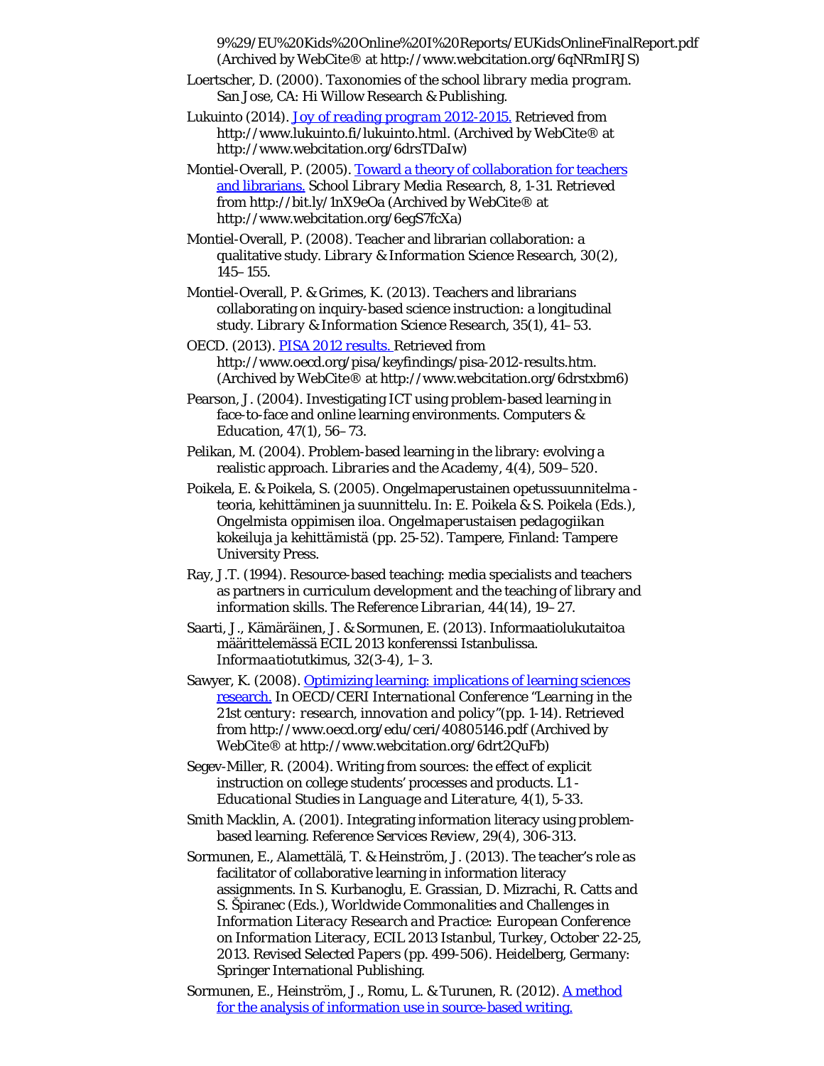9%29/EU%20Kids%20Online%20I%20Reports/EUKidsOnlineFinalReport.pdf (Archived by WebCite® at http://www.webcitation.org/6qNRmIRJS)

Loertscher, D. (2000). *Taxonomies of the school library media program.* San Jose, CA: Hi Willow Research & Publishing.

Lukuinto (2014). [Joy of reading program 2012-2015.](http://www.lukuinto.fi/lukuinto.html) Retrieved from http://www.lukuinto.fi/lukuinto.html. (Archived by WebCite® at http://www.webcitation.org/6drsTDaIw)

Montiel-Overall, P. (2005). [Toward a theory of collaboration for teachers and librarians.](http://bit.ly/1nX9eOa) *School Library Media Research, 8*, 1-31. Retrieved from http://bit.ly/1nX9eOa (Archived by WebCite® at http://www.webcitation.org/6egS7fcXa)

Montiel-Overall, P. (2008). Teacher and librarian collaboration: a qualitative study. *Library & Information Science Research, 30*(2), 145–155.

Montiel-Overall, P. & Grimes, K. (2013). Teachers and librarians collaborating on inquiry-based science instruction: a longitudinal study. *Library & Information Science Research, 35*(1), 41–53.

OECD. (2013). [PISA 2012 results.](http://www.oecd.org/pisa/keyfindings/pisa-2012-results.htm) Retrieved from http://www.oecd.org/pisa/keyfindings/pisa-2012-results.htm. (Archived by WebCite® at http://www.webcitation.org/6drstxbm6)

Pearson, J. (2004). Investigating ICT using problem-based learning in face-to-face and online learning environments. *Computers & Education, 47*(1), 56–73.

Pelikan, M. (2004). Problem-based learning in the library: evolving a realistic approach. *Libraries and the Academy, 4*(4), 509–520.

Poikela, E. & Poikela, S. (2005). Ongelmaperustainen opetussuunnitelma - teoria, kehittäminen ja suunnittelu. In: E. Poikela & S. Poikela (Eds.), *Ongelmista oppimisen iloa. Ongelmaperustaisen pedagogiikan kokeiluja ja kehittämistä* (pp. 25-52). Tampere, Finland: Tampere University Press.

Ray, J.T. (1994). Resource-based teaching: media specialists and teachers as partners in curriculum development and the teaching of library and information skills. *The Reference Librarian, 44*(14), 19–27.

Saarti, J., Kämäräinen, J. & Sormunen, E. (2013). Informaatiolukutaitoa määrittelemässä ECIL 2013 konferenssi Istanbulissa. *Informaatiotutkimus, 32*(3-4), 1–3.

Sawyer, K. (2008). [Optimizing learning: implications of learning sciences research.](http://www.oecd.org/edu/ceri/40805146.pdf) In *OECD/CERI International Conference "Learning in the 21st century: research, innovation and policy"*(pp. 1-14). Retrieved from http://www.oecd.org/edu/ceri/40805146.pdf (Archived by WebCite® at http://www.webcitation.org/6drt2QuFb)

Segev-Miller, R. (2004). Writing from sources: the effect of explicit instruction on college students' processes and products. *L1 - Educational Studies in Language and Literature, 4*(1), 5-33.

Smith Macklin, A. (2001). Integrating information literacy using problem-based learning. *Reference Services Review, 29*(4), 306-313.

Sormunen, E., Alamettälä, T. & Heinström, J. (2013). The teacher's role as facilitator of collaborative learning in information literacy assignments. In S. Kurbanoglu, E. Grassian, D. Mizrachi, R. Catts and S. Špiranec (Eds.), *Worldwide Commonalities and Challenges in Information Literacy Research and Practice: European Conference on Information Literacy, ECIL 2013 Istanbul, Turkey, October 22-25, 2013. Revised Selected Papers* (pp. 499-506). Heidelberg, Germany: Springer International Publishing.

Sormunen, E., Heinström, J., Romu, L. & Turunen, R. (2012). A method for the analysis of information use in source-based writing.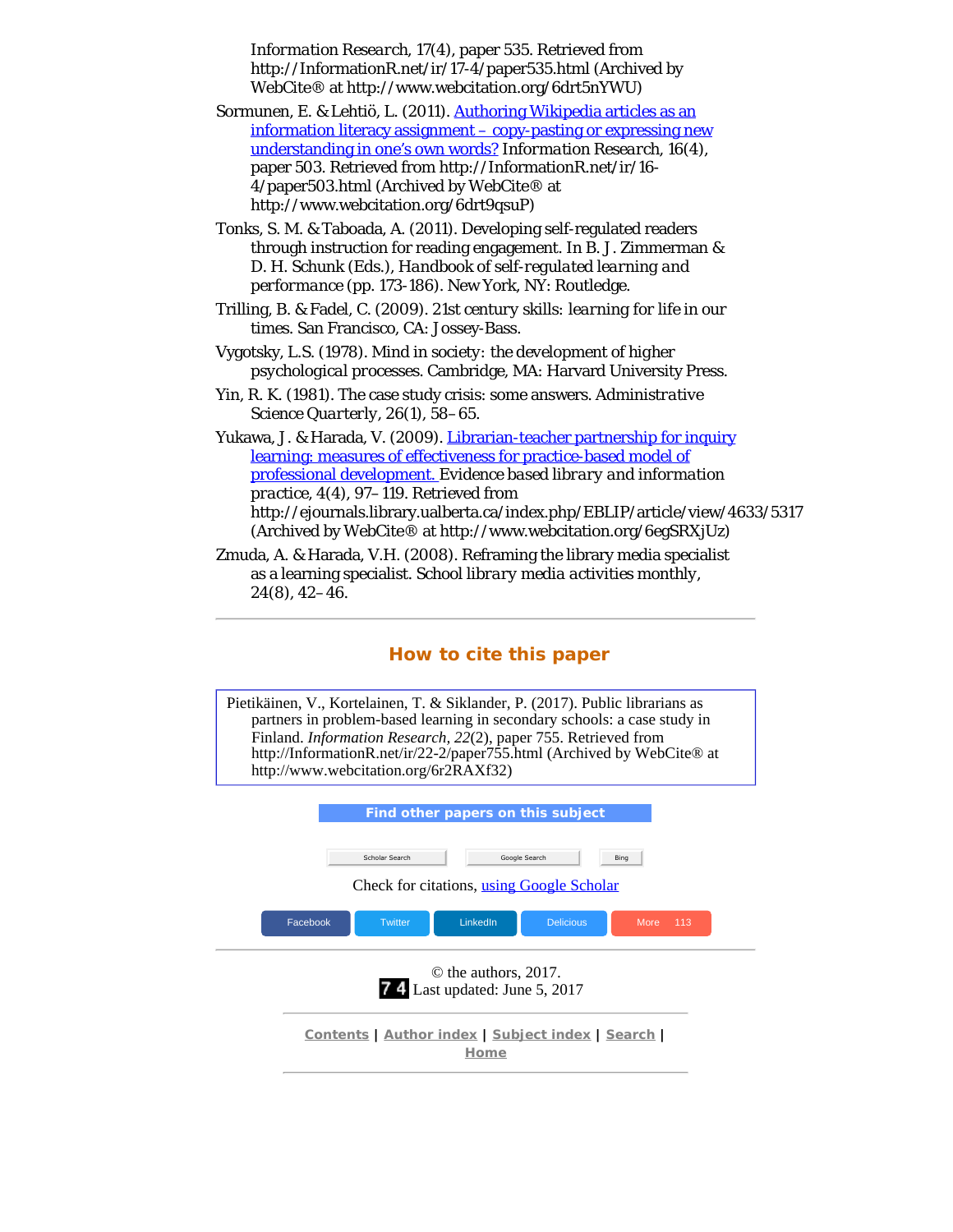Information Research, 17(4), paper 535. Retrieved from http://InformationR.net/ir/17-4/paper535.html (Archived by WebCite® at http://www.webcitation.org/6drt5nYWU)

Sormunen, E. & Lehtiö, L. (2011). [Authoring Wikipedia articles as an information literacy assignment – copy-pasting or expressing new understanding in one's own words?]() *Information Research*, 16(4), paper 503. Retrieved from http://InformationR.net/ir/16-4/paper503.html (Archived by WebCite® at http://www.webcitation.org/6drt9qsuP)

Tonks, S. M. & Taboada, A. (2011). Developing self-regulated readers through instruction for reading engagement. In B. J. Zimmerman & D. H. Schunk (Eds.), *Handbook of self-regulated learning and performance* (pp. 173-186). New York, NY: Routledge.

Trilling, B. & Fadel, C. (2009). *21st century skills: learning for life in our times*. San Francisco, CA: Jossey-Bass.

Vygotsky, L.S. (1978). *Mind in society: the development of higher psychological processes*. Cambridge, MA: Harvard University Press.

Yin, R. K. (1981). The case study crisis: some answers. *Administrative Science Quarterly*, 26(1), 58–65.

Yukawa, J. & Harada, V. (2009). [Librarian-teacher partnership for inquiry learning: measures of effectiveness for practice-based model of professional development.]() *Evidence based library and information practice*, 4(4), 97–119. Retrieved from http://ejournals.library.ualberta.ca/index.php/EBLIP/article/view/4633/5317 (Archived by WebCite® at http://www.webcitation.org/6egSRXjUz)

Zmuda, A. & Harada, V.H. (2008). Reframing the library media specialist as a learning specialist. *School library media activities monthly*, 24(8), 42–46.

---

## How to cite this paper

Pietikäinen, V., Kortelainen, T. & Siklander, P. (2017). Public librarians as partners in problem-based learning in secondary schools: a case study in Finland. *Information Research*, *22*(2), paper 755. Retrieved from http://InformationR.net/ir/22-2/paper755.html (Archived by WebCite® at http://www.webcitation.org/6r2RAXf32)

**Find other papers on this subject**

Scholar Search | Google Search | Bing

Check for citations, [using Google Scholar]()

Facebook | Twitter | LinkedIn | Delicious | More 113

---

© the authors, 2017.
Last updated: June 5, 2017

---

**Contents** | **Author index** | **Subject index** | **Search** | **Home**